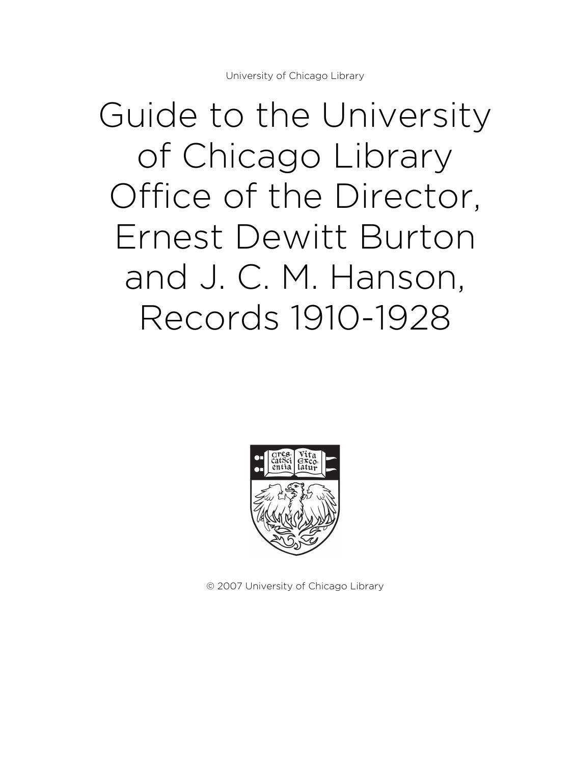University of Chicago Library

# Guide to the University of Chicago Library Office of the Director, Ernest Dewitt Burton and J. C. M. Hanson, Records 1910-1928

© 2007 University of Chicago Library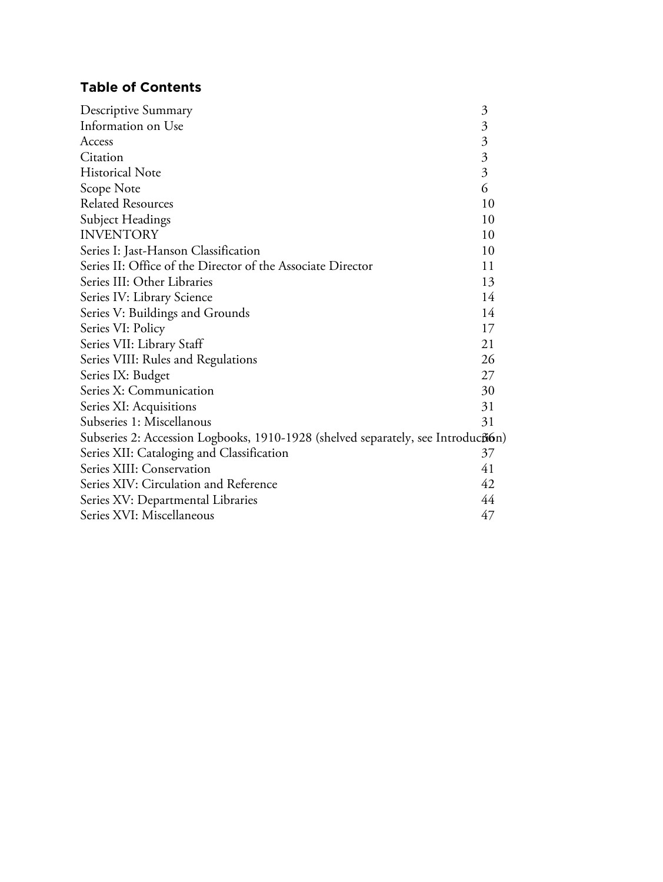## Table of Contents

| | |
|---|---|
| Descriptive Summary | 3 |
| Information on Use | 3 |
| Access | 3 |
| Citation | 3 |
| Historical Note | 3 |
| Scope Note | 6 |
| Related Resources | 10 |
| Subject Headings | 10 |
| INVENTORY | 10 |
| Series I: Jast-Hanson Classification | 10 |
| Series II: Office of the Director of the Associate Director | 11 |
| Series III: Other Libraries | 13 |
| Series IV: Library Science | 14 |
| Series V: Buildings and Grounds | 14 |
| Series VI: Policy | 17 |
| Series VII: Library Staff | 21 |
| Series VIII: Rules and Regulations | 26 |
| Series IX: Budget | 27 |
| Series X: Communication | 30 |
| Series XI: Acquisitions | 31 |
| Subseries 1: Miscellanous | 31 |
| Subseries 2: Accession Logbooks, 1910-1928 (shelved separately, see Introduction) | 36 |
| Series XII: Cataloging and Classification | 37 |
| Series XIII: Conservation | 41 |
| Series XIV: Circulation and Reference | 42 |
| Series XV: Departmental Libraries | 44 |
| Series XVI: Miscellaneous | 47 |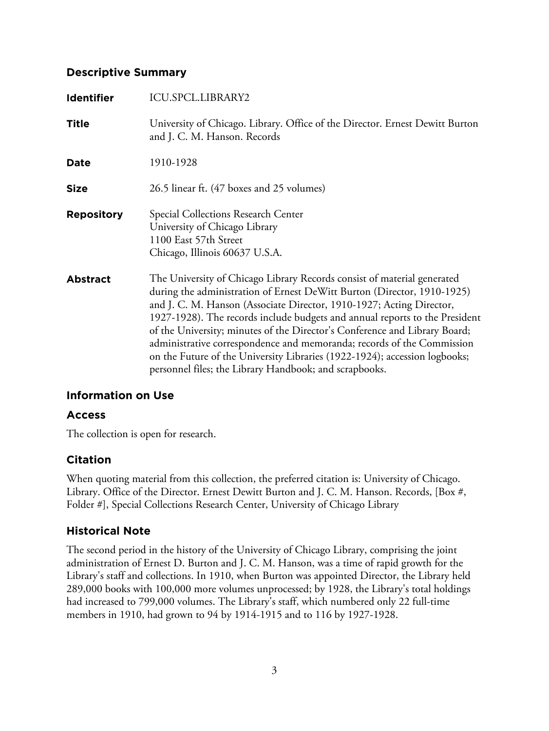## Descriptive Summary

| | |
|---|---|
| **Identifier** | ICU.SPCL.LIBRARY2 |
| **Title** | University of Chicago. Library. Office of the Director. Ernest Dewitt Burton and J. C. M. Hanson. Records |
| **Date** | 1910-1928 |
| **Size** | 26.5 linear ft. (47 boxes and 25 volumes) |
| **Repository** | Special Collections Research Center<br>University of Chicago Library<br>1100 East 57th Street<br>Chicago, Illinois 60637 U.S.A. |
| **Abstract** | The University of Chicago Library Records consist of material generated during the administration of Ernest DeWitt Burton (Director, 1910-1925) and J. C. M. Hanson (Associate Director, 1910-1927; Acting Director, 1927-1928). The records include budgets and annual reports to the President of the University; minutes of the Director's Conference and Library Board; administrative correspondence and memoranda; records of the Commission on the Future of the University Libraries (1922-1924); accession logbooks; personnel files; the Library Handbook; and scrapbooks. |

## Information on Use

### Access

The collection is open for research.

## Citation

When quoting material from this collection, the preferred citation is: University of Chicago. Library. Office of the Director. Ernest Dewitt Burton and J. C. M. Hanson. Records, [Box #, Folder #], Special Collections Research Center, University of Chicago Library

## Historical Note

The second period in the history of the University of Chicago Library, comprising the joint administration of Ernest D. Burton and J. C. M. Hanson, was a time of rapid growth for the Library's staff and collections. In 1910, when Burton was appointed Director, the Library held 289,000 books with 100,000 more volumes unprocessed; by 1928, the Library's total holdings had increased to 799,000 volumes. The Library's staff, which numbered only 22 full-time members in 1910, had grown to 94 by 1914-1915 and to 116 by 1927-1928.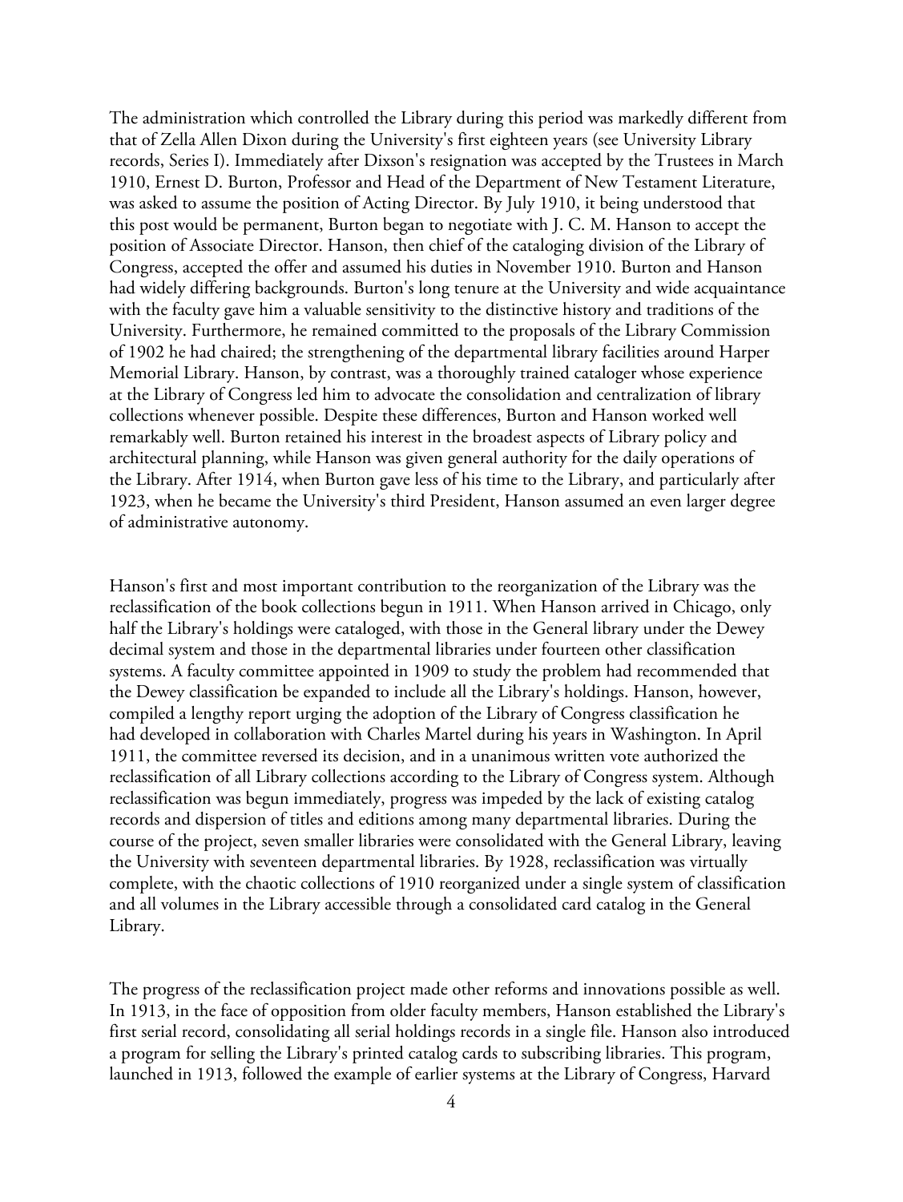The administration which controlled the Library during this period was markedly different from that of Zella Allen Dixon during the University's first eighteen years (see University Library records, Series I). Immediately after Dixson's resignation was accepted by the Trustees in March 1910, Ernest D. Burton, Professor and Head of the Department of New Testament Literature, was asked to assume the position of Acting Director. By July 1910, it being understood that this post would be permanent, Burton began to negotiate with J. C. M. Hanson to accept the position of Associate Director. Hanson, then chief of the cataloging division of the Library of Congress, accepted the offer and assumed his duties in November 1910. Burton and Hanson had widely differing backgrounds. Burton's long tenure at the University and wide acquaintance with the faculty gave him a valuable sensitivity to the distinctive history and traditions of the University. Furthermore, he remained committed to the proposals of the Library Commission of 1902 he had chaired; the strengthening of the departmental library facilities around Harper Memorial Library. Hanson, by contrast, was a thoroughly trained cataloger whose experience at the Library of Congress led him to advocate the consolidation and centralization of library collections whenever possible. Despite these differences, Burton and Hanson worked well remarkably well. Burton retained his interest in the broadest aspects of Library policy and architectural planning, while Hanson was given general authority for the daily operations of the Library. After 1914, when Burton gave less of his time to the Library, and particularly after 1923, when he became the University's third President, Hanson assumed an even larger degree of administrative autonomy.

Hanson's first and most important contribution to the reorganization of the Library was the reclassification of the book collections begun in 1911. When Hanson arrived in Chicago, only half the Library's holdings were cataloged, with those in the General library under the Dewey decimal system and those in the departmental libraries under fourteen other classification systems. A faculty committee appointed in 1909 to study the problem had recommended that the Dewey classification be expanded to include all the Library's holdings. Hanson, however, compiled a lengthy report urging the adoption of the Library of Congress classification he had developed in collaboration with Charles Martel during his years in Washington. In April 1911, the committee reversed its decision, and in a unanimous written vote authorized the reclassification of all Library collections according to the Library of Congress system. Although reclassification was begun immediately, progress was impeded by the lack of existing catalog records and dispersion of titles and editions among many departmental libraries. During the course of the project, seven smaller libraries were consolidated with the General Library, leaving the University with seventeen departmental libraries. By 1928, reclassification was virtually complete, with the chaotic collections of 1910 reorganized under a single system of classification and all volumes in the Library accessible through a consolidated card catalog in the General Library.

The progress of the reclassification project made other reforms and innovations possible as well. In 1913, in the face of opposition from older faculty members, Hanson established the Library's first serial record, consolidating all serial holdings records in a single file. Hanson also introduced a program for selling the Library's printed catalog cards to subscribing libraries. This program, launched in 1913, followed the example of earlier systems at the Library of Congress, Harvard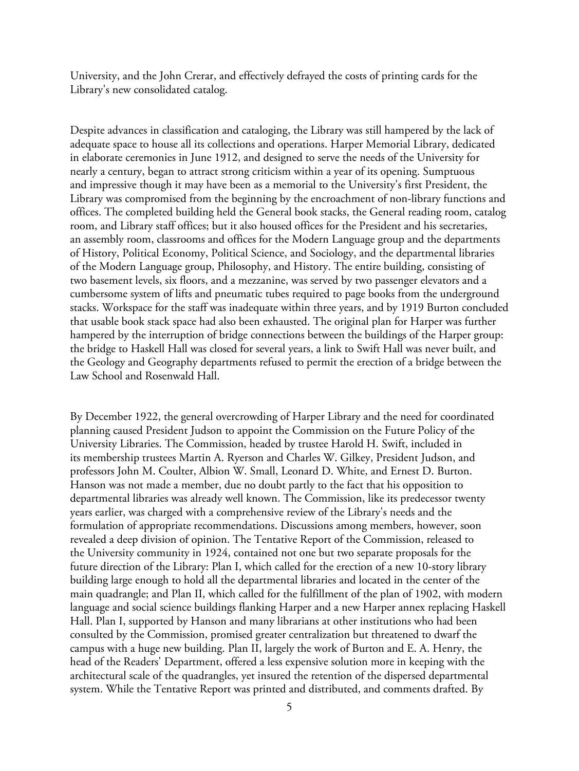University, and the John Crerar, and effectively defrayed the costs of printing cards for the Library's new consolidated catalog.

Despite advances in classification and cataloging, the Library was still hampered by the lack of adequate space to house all its collections and operations. Harper Memorial Library, dedicated in elaborate ceremonies in June 1912, and designed to serve the needs of the University for nearly a century, began to attract strong criticism within a year of its opening. Sumptuous and impressive though it may have been as a memorial to the University's first President, the Library was compromised from the beginning by the encroachment of non-library functions and offices. The completed building held the General book stacks, the General reading room, catalog room, and Library staff offices; but it also housed offices for the President and his secretaries, an assembly room, classrooms and offices for the Modern Language group and the departments of History, Political Economy, Political Science, and Sociology, and the departmental libraries of the Modern Language group, Philosophy, and History. The entire building, consisting of two basement levels, six floors, and a mezzanine, was served by two passenger elevators and a cumbersome system of lifts and pneumatic tubes required to page books from the underground stacks. Workspace for the staff was inadequate within three years, and by 1919 Burton concluded that usable book stack space had also been exhausted. The original plan for Harper was further hampered by the interruption of bridge connections between the buildings of the Harper group: the bridge to Haskell Hall was closed for several years, a link to Swift Hall was never built, and the Geology and Geography departments refused to permit the erection of a bridge between the Law School and Rosenwald Hall.

By December 1922, the general overcrowding of Harper Library and the need for coordinated planning caused President Judson to appoint the Commission on the Future Policy of the University Libraries. The Commission, headed by trustee Harold H. Swift, included in its membership trustees Martin A. Ryerson and Charles W. Gilkey, President Judson, and professors John M. Coulter, Albion W. Small, Leonard D. White, and Ernest D. Burton. Hanson was not made a member, due no doubt partly to the fact that his opposition to departmental libraries was already well known. The Commission, like its predecessor twenty years earlier, was charged with a comprehensive review of the Library's needs and the formulation of appropriate recommendations. Discussions among members, however, soon revealed a deep division of opinion. The Tentative Report of the Commission, released to the University community in 1924, contained not one but two separate proposals for the future direction of the Library: Plan I, which called for the erection of a new 10-story library building large enough to hold all the departmental libraries and located in the center of the main quadrangle; and Plan II, which called for the fulfillment of the plan of 1902, with modern language and social science buildings flanking Harper and a new Harper annex replacing Haskell Hall. Plan I, supported by Hanson and many librarians at other institutions who had been consulted by the Commission, promised greater centralization but threatened to dwarf the campus with a huge new building. Plan II, largely the work of Burton and E. A. Henry, the head of the Readers' Department, offered a less expensive solution more in keeping with the architectural scale of the quadrangles, yet insured the retention of the dispersed departmental system. While the Tentative Report was printed and distributed, and comments drafted. By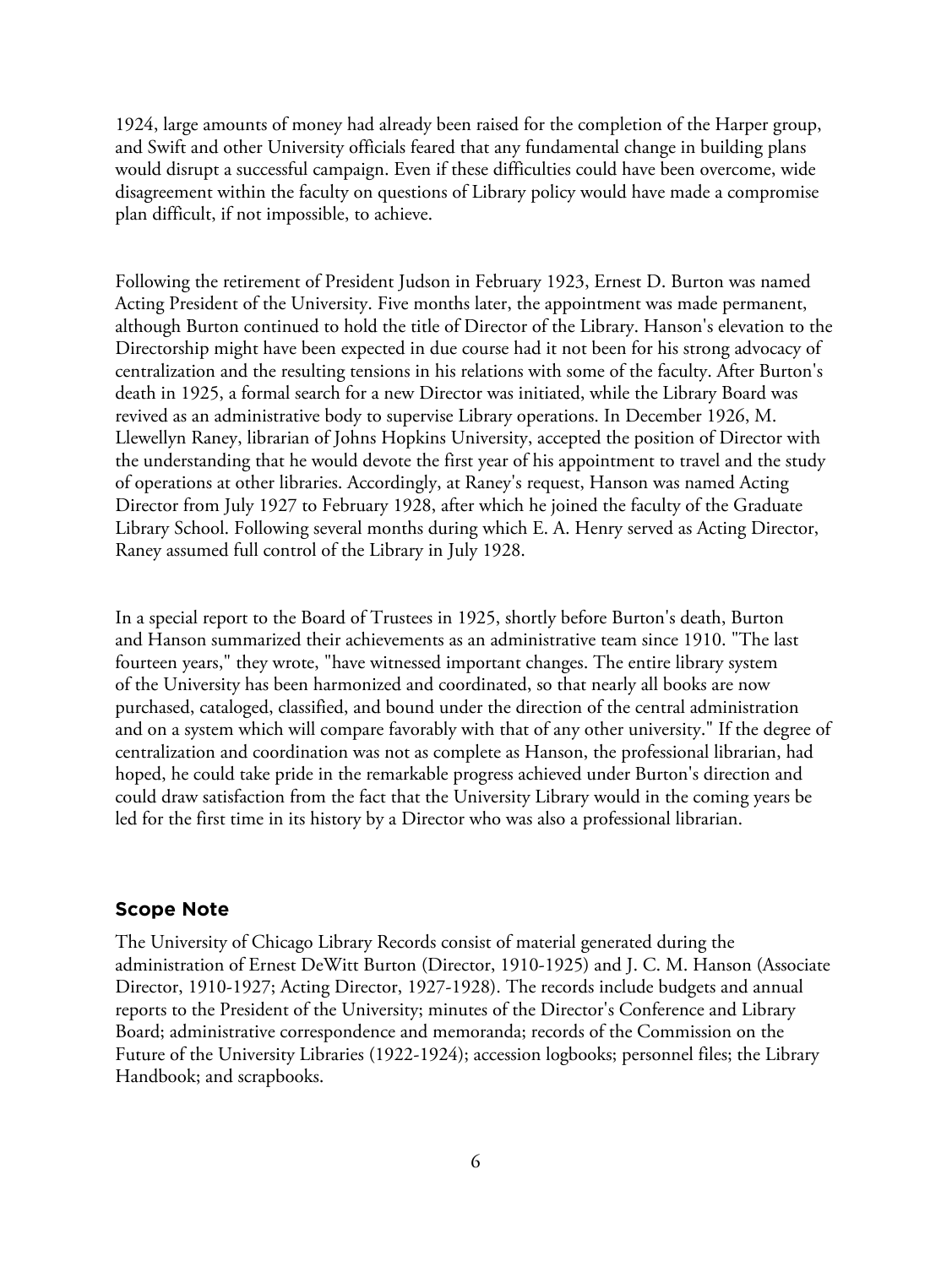1924, large amounts of money had already been raised for the completion of the Harper group, and Swift and other University officials feared that any fundamental change in building plans would disrupt a successful campaign. Even if these difficulties could have been overcome, wide disagreement within the faculty on questions of Library policy would have made a compromise plan difficult, if not impossible, to achieve.

Following the retirement of President Judson in February 1923, Ernest D. Burton was named Acting President of the University. Five months later, the appointment was made permanent, although Burton continued to hold the title of Director of the Library. Hanson's elevation to the Directorship might have been expected in due course had it not been for his strong advocacy of centralization and the resulting tensions in his relations with some of the faculty. After Burton's death in 1925, a formal search for a new Director was initiated, while the Library Board was revived as an administrative body to supervise Library operations. In December 1926, M. Llewellyn Raney, librarian of Johns Hopkins University, accepted the position of Director with the understanding that he would devote the first year of his appointment to travel and the study of operations at other libraries. Accordingly, at Raney's request, Hanson was named Acting Director from July 1927 to February 1928, after which he joined the faculty of the Graduate Library School. Following several months during which E. A. Henry served as Acting Director, Raney assumed full control of the Library in July 1928.

In a special report to the Board of Trustees in 1925, shortly before Burton's death, Burton and Hanson summarized their achievements as an administrative team since 1910. "The last fourteen years," they wrote, "have witnessed important changes. The entire library system of the University has been harmonized and coordinated, so that nearly all books are now purchased, cataloged, classified, and bound under the direction of the central administration and on a system which will compare favorably with that of any other university." If the degree of centralization and coordination was not as complete as Hanson, the professional librarian, had hoped, he could take pride in the remarkable progress achieved under Burton's direction and could draw satisfaction from the fact that the University Library would in the coming years be led for the first time in its history by a Director who was also a professional librarian.

## Scope Note

The University of Chicago Library Records consist of material generated during the administration of Ernest DeWitt Burton (Director, 1910-1925) and J. C. M. Hanson (Associate Director, 1910-1927; Acting Director, 1927-1928). The records include budgets and annual reports to the President of the University; minutes of the Director's Conference and Library Board; administrative correspondence and memoranda; records of the Commission on the Future of the University Libraries (1922-1924); accession logbooks; personnel files; the Library Handbook; and scrapbooks.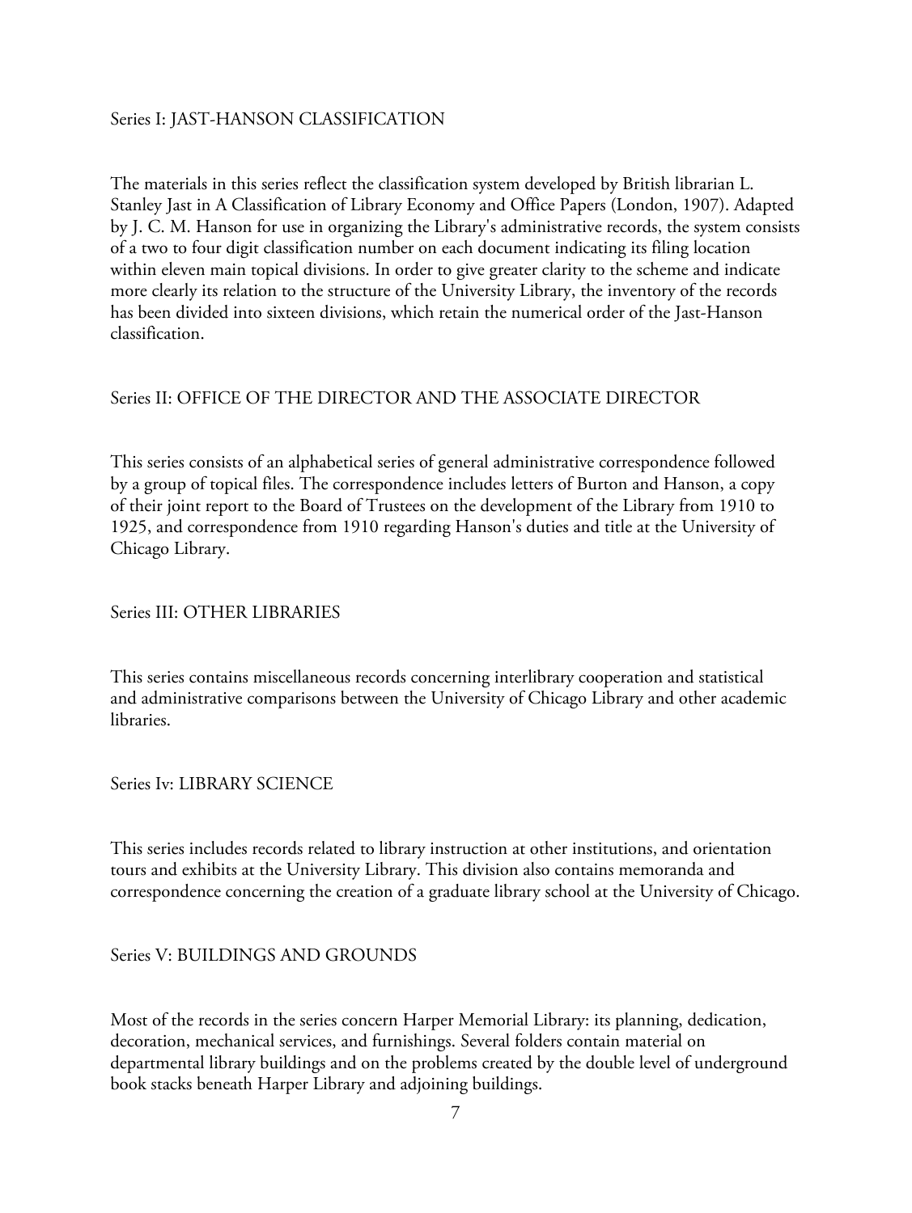## Series I: JAST-HANSON CLASSIFICATION

The materials in this series reflect the classification system developed by British librarian L. Stanley Jast in A Classification of Library Economy and Office Papers (London, 1907). Adapted by J. C. M. Hanson for use in organizing the Library's administrative records, the system consists of a two to four digit classification number on each document indicating its filing location within eleven main topical divisions. In order to give greater clarity to the scheme and indicate more clearly its relation to the structure of the University Library, the inventory of the records has been divided into sixteen divisions, which retain the numerical order of the Jast-Hanson classification.

## Series II: OFFICE OF THE DIRECTOR AND THE ASSOCIATE DIRECTOR

This series consists of an alphabetical series of general administrative correspondence followed by a group of topical files. The correspondence includes letters of Burton and Hanson, a copy of their joint report to the Board of Trustees on the development of the Library from 1910 to 1925, and correspondence from 1910 regarding Hanson's duties and title at the University of Chicago Library.

## Series III: OTHER LIBRARIES

This series contains miscellaneous records concerning interlibrary cooperation and statistical and administrative comparisons between the University of Chicago Library and other academic libraries.

## Series Iv: LIBRARY SCIENCE

This series includes records related to library instruction at other institutions, and orientation tours and exhibits at the University Library. This division also contains memoranda and correspondence concerning the creation of a graduate library school at the University of Chicago.

## Series V: BUILDINGS AND GROUNDS

Most of the records in the series concern Harper Memorial Library: its planning, dedication, decoration, mechanical services, and furnishings. Several folders contain material on departmental library buildings and on the problems created by the double level of underground book stacks beneath Harper Library and adjoining buildings.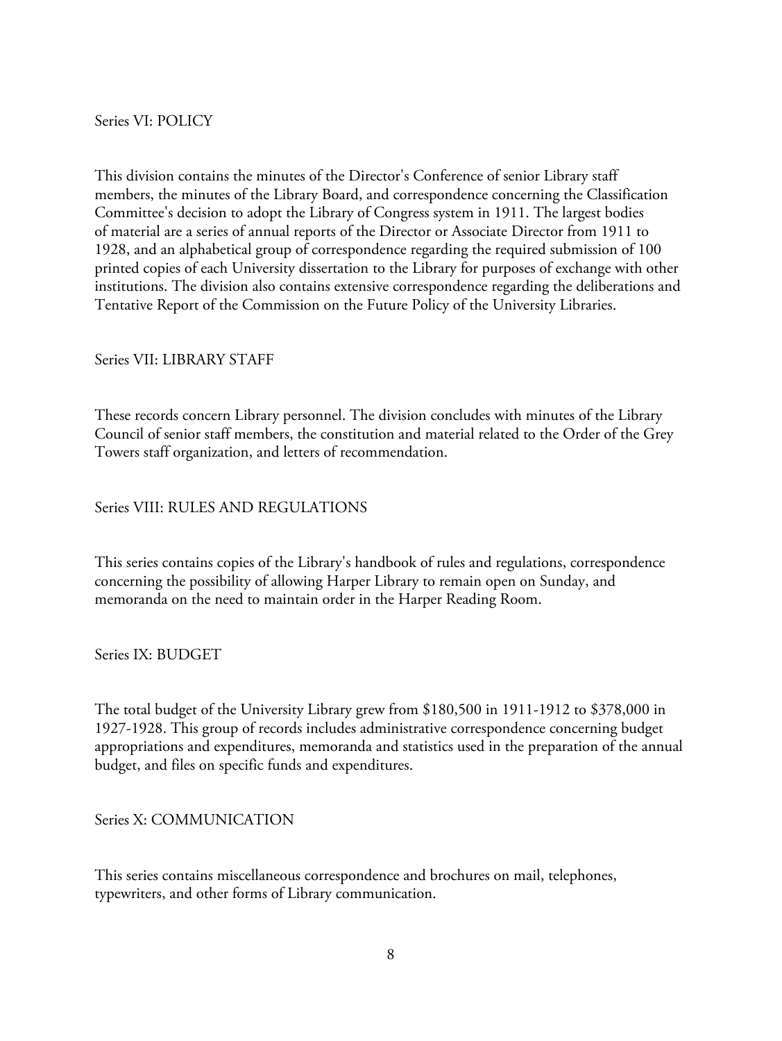## Series VI: POLICY

This division contains the minutes of the Director's Conference of senior Library staff members, the minutes of the Library Board, and correspondence concerning the Classification Committee's decision to adopt the Library of Congress system in 1911. The largest bodies of material are a series of annual reports of the Director or Associate Director from 1911 to 1928, and an alphabetical group of correspondence regarding the required submission of 100 printed copies of each University dissertation to the Library for purposes of exchange with other institutions. The division also contains extensive correspondence regarding the deliberations and Tentative Report of the Commission on the Future Policy of the University Libraries.

## Series VII: LIBRARY STAFF

These records concern Library personnel. The division concludes with minutes of the Library Council of senior staff members, the constitution and material related to the Order of the Grey Towers staff organization, and letters of recommendation.

## Series VIII: RULES AND REGULATIONS

This series contains copies of the Library's handbook of rules and regulations, correspondence concerning the possibility of allowing Harper Library to remain open on Sunday, and memoranda on the need to maintain order in the Harper Reading Room.

## Series IX: BUDGET

The total budget of the University Library grew from $180,500 in 1911-1912 to $378,000 in 1927-1928. This group of records includes administrative correspondence concerning budget appropriations and expenditures, memoranda and statistics used in the preparation of the annual budget, and files on specific funds and expenditures.

## Series X: COMMUNICATION

This series contains miscellaneous correspondence and brochures on mail, telephones, typewriters, and other forms of Library communication.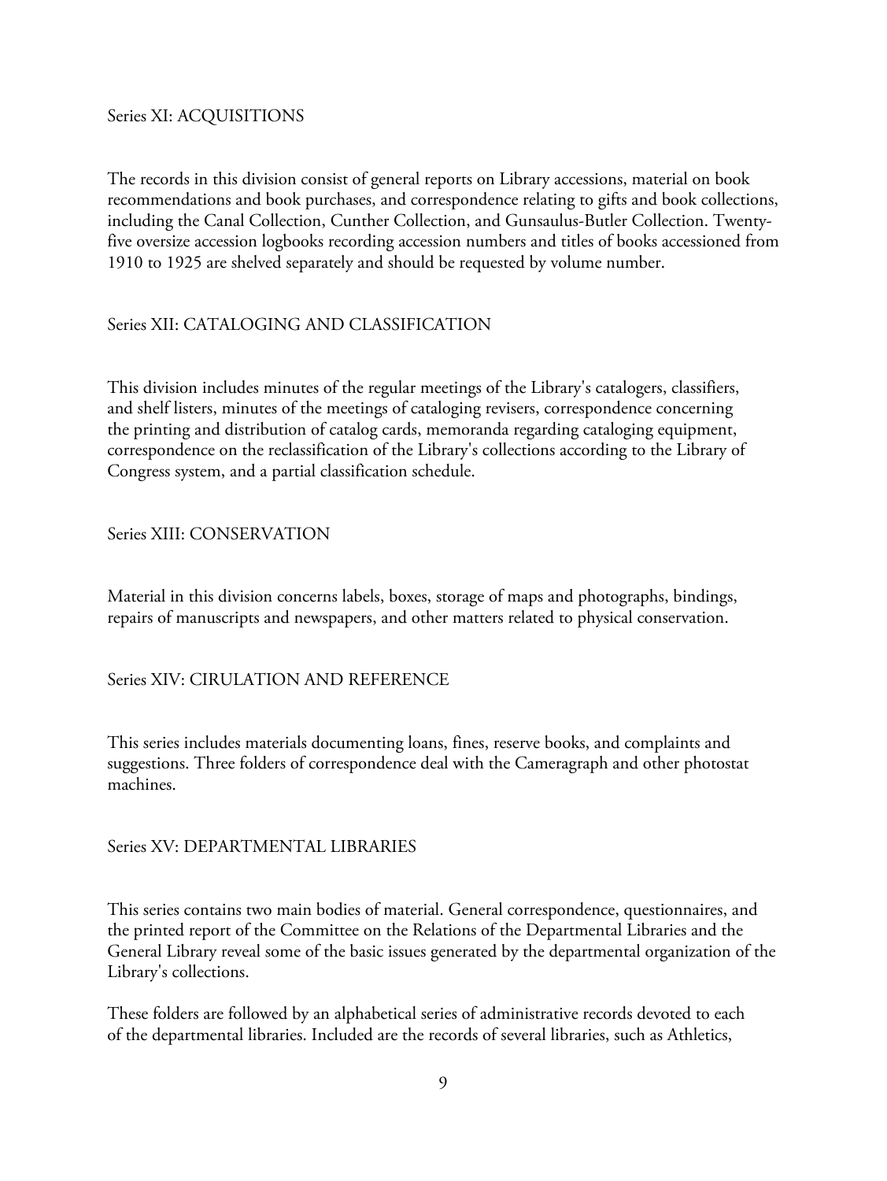## Series XI: ACQUISITIONS

The records in this division consist of general reports on Library accessions, material on book recommendations and book purchases, and correspondence relating to gifts and book collections, including the Canal Collection, Cunther Collection, and Gunsaulus-Butler Collection. Twenty-five oversize accession logbooks recording accession numbers and titles of books accessioned from 1910 to 1925 are shelved separately and should be requested by volume number.

## Series XII: CATALOGING AND CLASSIFICATION

This division includes minutes of the regular meetings of the Library's catalogers, classifiers, and shelf listers, minutes of the meetings of cataloging revisers, correspondence concerning the printing and distribution of catalog cards, memoranda regarding cataloging equipment, correspondence on the reclassification of the Library's collections according to the Library of Congress system, and a partial classification schedule.

## Series XIII: CONSERVATION

Material in this division concerns labels, boxes, storage of maps and photographs, bindings, repairs of manuscripts and newspapers, and other matters related to physical conservation.

## Series XIV: CIRULATION AND REFERENCE

This series includes materials documenting loans, fines, reserve books, and complaints and suggestions. Three folders of correspondence deal with the Cameragraph and other photostat machines.

## Series XV: DEPARTMENTAL LIBRARIES

This series contains two main bodies of material. General correspondence, questionnaires, and the printed report of the Committee on the Relations of the Departmental Libraries and the General Library reveal some of the basic issues generated by the departmental organization of the Library's collections.

These folders are followed by an alphabetical series of administrative records devoted to each of the departmental libraries. Included are the records of several libraries, such as Athletics,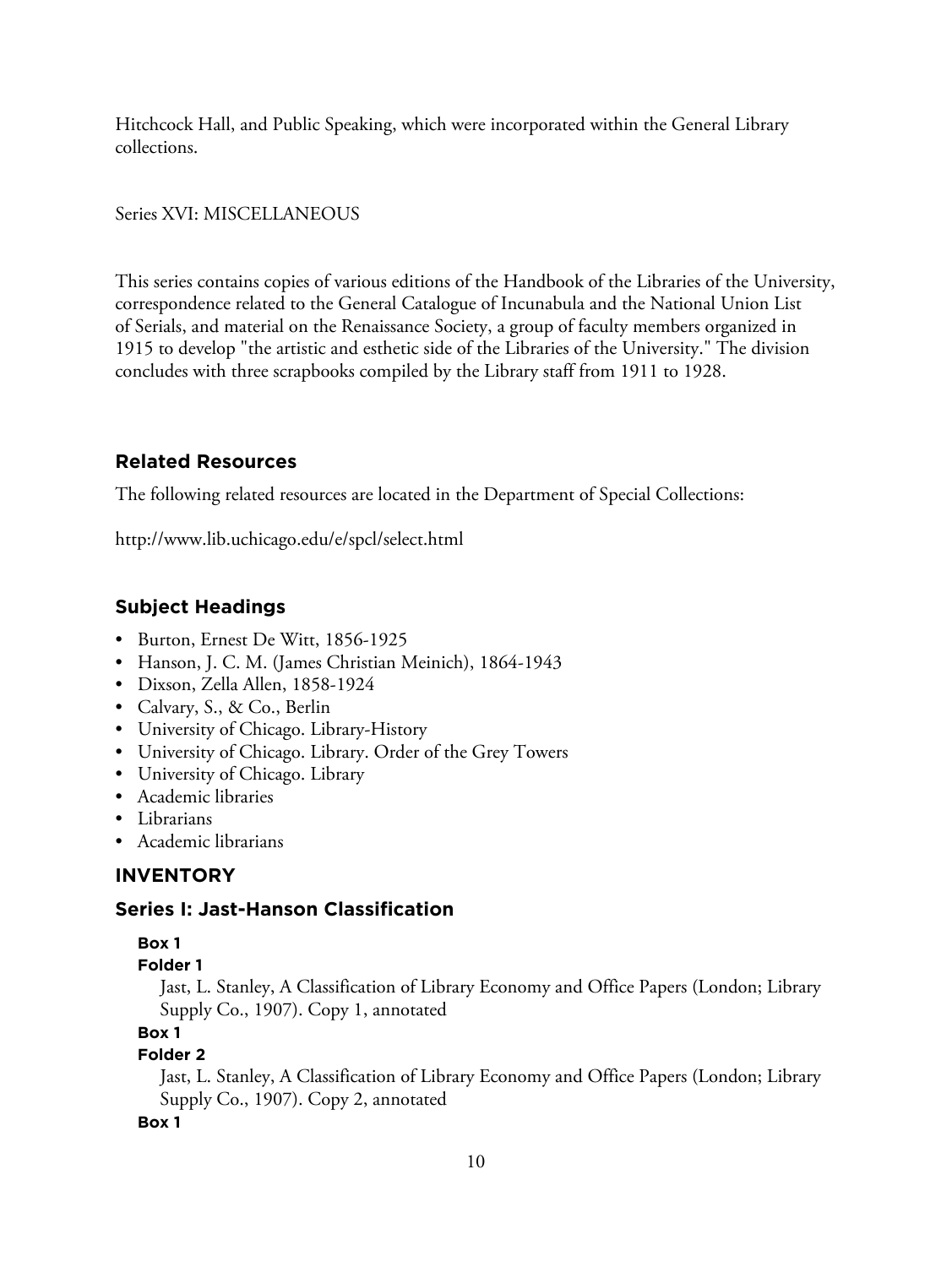Hitchcock Hall, and Public Speaking, which were incorporated within the General Library collections.

Series XVI: MISCELLANEOUS

This series contains copies of various editions of the Handbook of the Libraries of the University, correspondence related to the General Catalogue of Incunabula and the National Union List of Serials, and material on the Renaissance Society, a group of faculty members organized in 1915 to develop "the artistic and esthetic side of the Libraries of the University." The division concludes with three scrapbooks compiled by the Library staff from 1911 to 1928.

## Related Resources

The following related resources are located in the Department of Special Collections:

http://www.lib.uchicago.edu/e/spcl/select.html

## Subject Headings

- Burton, Ernest De Witt, 1856-1925
- Hanson, J. C. M. (James Christian Meinich), 1864-1943
- Dixson, Zella Allen, 1858-1924
- Calvary, S., & Co., Berlin
- University of Chicago. Library-History
- University of Chicago. Library. Order of the Grey Towers
- University of Chicago. Library
- Academic libraries
- Librarians
- Academic librarians

# INVENTORY

## Series I: Jast-Hanson Classification

**Box 1**

**Folder 1**

Jast, L. Stanley, A Classification of Library Economy and Office Papers (London; Library Supply Co., 1907). Copy 1, annotated

**Box 1**

**Folder 2**

Jast, L. Stanley, A Classification of Library Economy and Office Papers (London; Library Supply Co., 1907). Copy 2, annotated

**Box 1**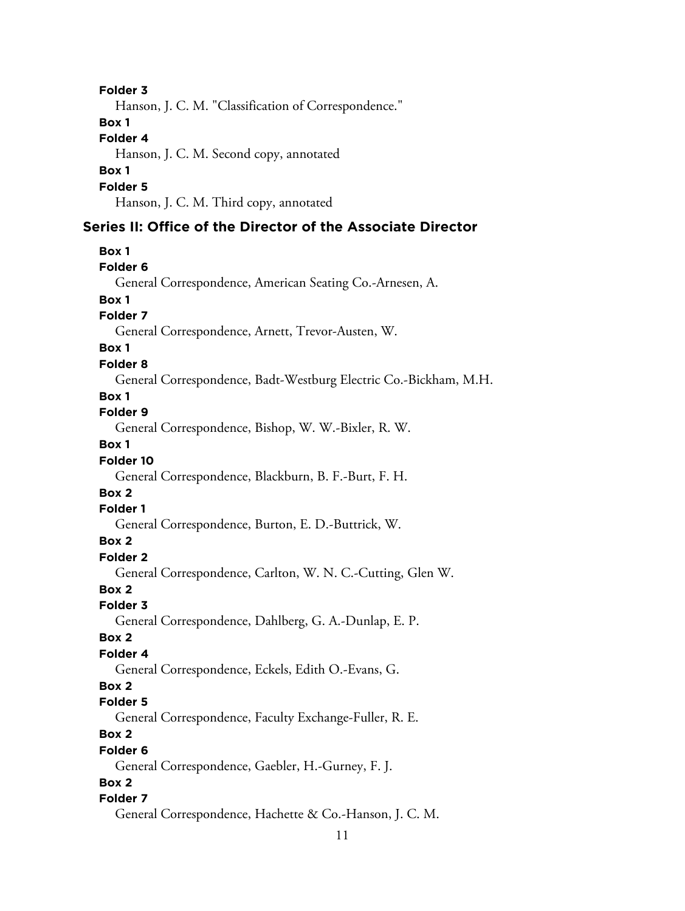**Folder 3**

Hanson, J. C. M. "Classification of Correspondence."

**Box 1**

**Folder 4**

Hanson, J. C. M. Second copy, annotated

**Box 1**

**Folder 5**

Hanson, J. C. M. Third copy, annotated

## Series II: Office of the Director of the Associate Director

**Box 1**

**Folder 6**

General Correspondence, American Seating Co.-Arnesen, A.

**Box 1**

**Folder 7**

General Correspondence, Arnett, Trevor-Austen, W.

**Box 1**

**Folder 8**

General Correspondence, Badt-Westburg Electric Co.-Bickham, M.H.

**Box 1**

**Folder 9**

General Correspondence, Bishop, W. W.-Bixler, R. W.

**Box 1**

**Folder 10**

General Correspondence, Blackburn, B. F.-Burt, F. H.

**Box 2**

**Folder 1**

General Correspondence, Burton, E. D.-Buttrick, W.

**Box 2**

**Folder 2**

General Correspondence, Carlton, W. N. C.-Cutting, Glen W.

**Box 2**

**Folder 3**

General Correspondence, Dahlberg, G. A.-Dunlap, E. P.

**Box 2**

**Folder 4**

General Correspondence, Eckels, Edith O.-Evans, G.

**Box 2**

**Folder 5**

General Correspondence, Faculty Exchange-Fuller, R. E.

**Box 2**

**Folder 6**

General Correspondence, Gaebler, H.-Gurney, F. J.

**Box 2**

**Folder 7**

General Correspondence, Hachette & Co.-Hanson, J. C. M.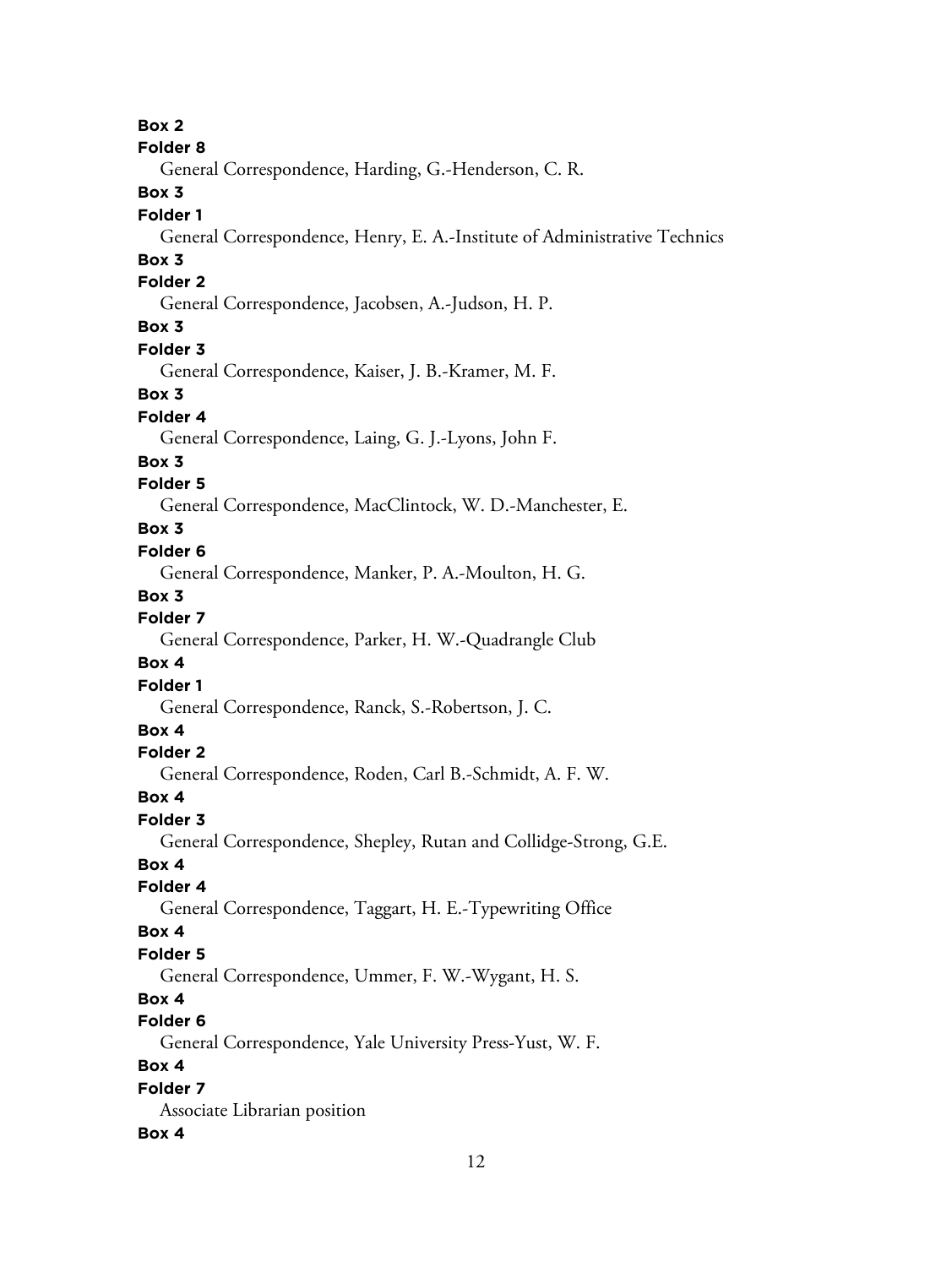**Box 2**

**Folder 8**

General Correspondence, Harding, G.-Henderson, C. R.

**Box 3**

**Folder 1**

General Correspondence, Henry, E. A.-Institute of Administrative Technics

**Box 3**

**Folder 2**

General Correspondence, Jacobsen, A.-Judson, H. P.

**Box 3**

**Folder 3**

General Correspondence, Kaiser, J. B.-Kramer, M. F.

**Box 3**

**Folder 4**

General Correspondence, Laing, G. J.-Lyons, John F.

**Box 3**

**Folder 5**

General Correspondence, MacClintock, W. D.-Manchester, E.

**Box 3**

**Folder 6**

General Correspondence, Manker, P. A.-Moulton, H. G.

**Box 3**

**Folder 7**

General Correspondence, Parker, H. W.-Quadrangle Club

**Box 4**

**Folder 1**

General Correspondence, Ranck, S.-Robertson, J. C.

**Box 4**

**Folder 2**

General Correspondence, Roden, Carl B.-Schmidt, A. F. W.

**Box 4**

**Folder 3**

General Correspondence, Shepley, Rutan and Collidge-Strong, G.E.

**Box 4**

**Folder 4**

General Correspondence, Taggart, H. E.-Typewriting Office

**Box 4**

**Folder 5**

General Correspondence, Ummer, F. W.-Wygant, H. S.

**Box 4**

**Folder 6**

General Correspondence, Yale University Press-Yust, W. F.

**Box 4**

**Folder 7**

Associate Librarian position

**Box 4**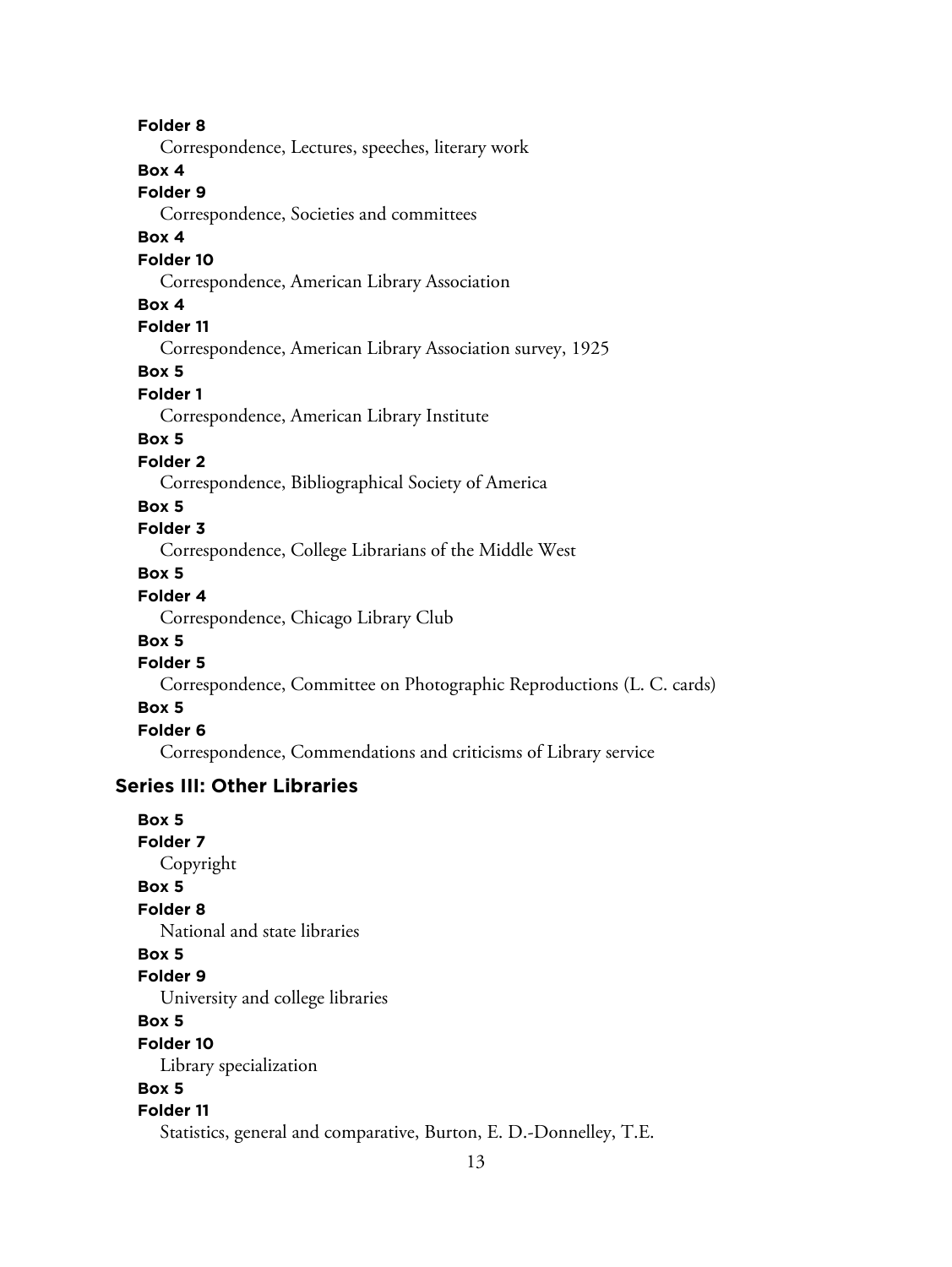**Folder 8**

Correspondence, Lectures, speeches, literary work

**Box 4**

**Folder 9**

Correspondence, Societies and committees

**Box 4**

**Folder 10**

Correspondence, American Library Association

**Box 4**

**Folder 11**

Correspondence, American Library Association survey, 1925

**Box 5**

**Folder 1**

Correspondence, American Library Institute

**Box 5**

**Folder 2**

Correspondence, Bibliographical Society of America

**Box 5**

**Folder 3**

Correspondence, College Librarians of the Middle West

**Box 5**

**Folder 4**

Correspondence, Chicago Library Club

**Box 5**

**Folder 5**

Correspondence, Committee on Photographic Reproductions (L. C. cards)

**Box 5**

**Folder 6**

Correspondence, Commendations and criticisms of Library service

## Series III: Other Libraries

**Box 5**

**Folder 7**

Copyright

**Box 5**

**Folder 8**

National and state libraries

**Box 5**

**Folder 9**

University and college libraries

**Box 5**

**Folder 10**

Library specialization

**Box 5**

**Folder 11**

Statistics, general and comparative, Burton, E. D.-Donnelley, T.E.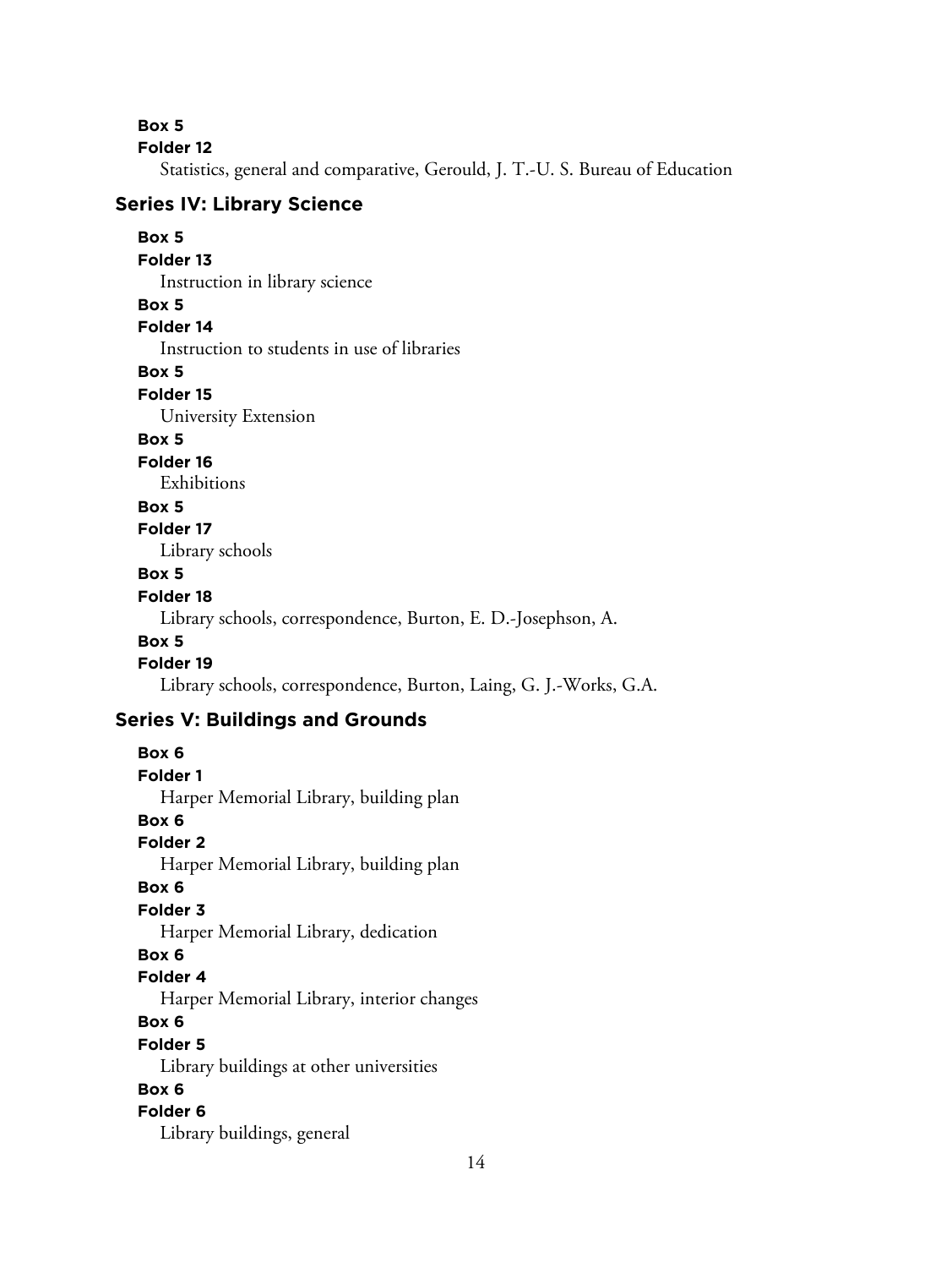**Box 5**

**Folder 12**

Statistics, general and comparative, Gerould, J. T.-U. S. Bureau of Education

## Series IV: Library Science

**Box 5**

**Folder 13**

Instruction in library science

**Box 5**

**Folder 14**

Instruction to students in use of libraries

**Box 5**

**Folder 15**

University Extension

**Box 5**

**Folder 16**

Exhibitions

**Box 5**

**Folder 17**

Library schools

**Box 5**

**Folder 18**

Library schools, correspondence, Burton, E. D.-Josephson, A.

**Box 5**

**Folder 19**

Library schools, correspondence, Burton, Laing, G. J.-Works, G.A.

## Series V: Buildings and Grounds

**Box 6**

**Folder 1**

Harper Memorial Library, building plan

**Box 6**

**Folder 2**

Harper Memorial Library, building plan

**Box 6**

**Folder 3**

Harper Memorial Library, dedication

**Box 6**

**Folder 4**

Harper Memorial Library, interior changes

**Box 6**

**Folder 5**

Library buildings at other universities

**Box 6**

**Folder 6**

Library buildings, general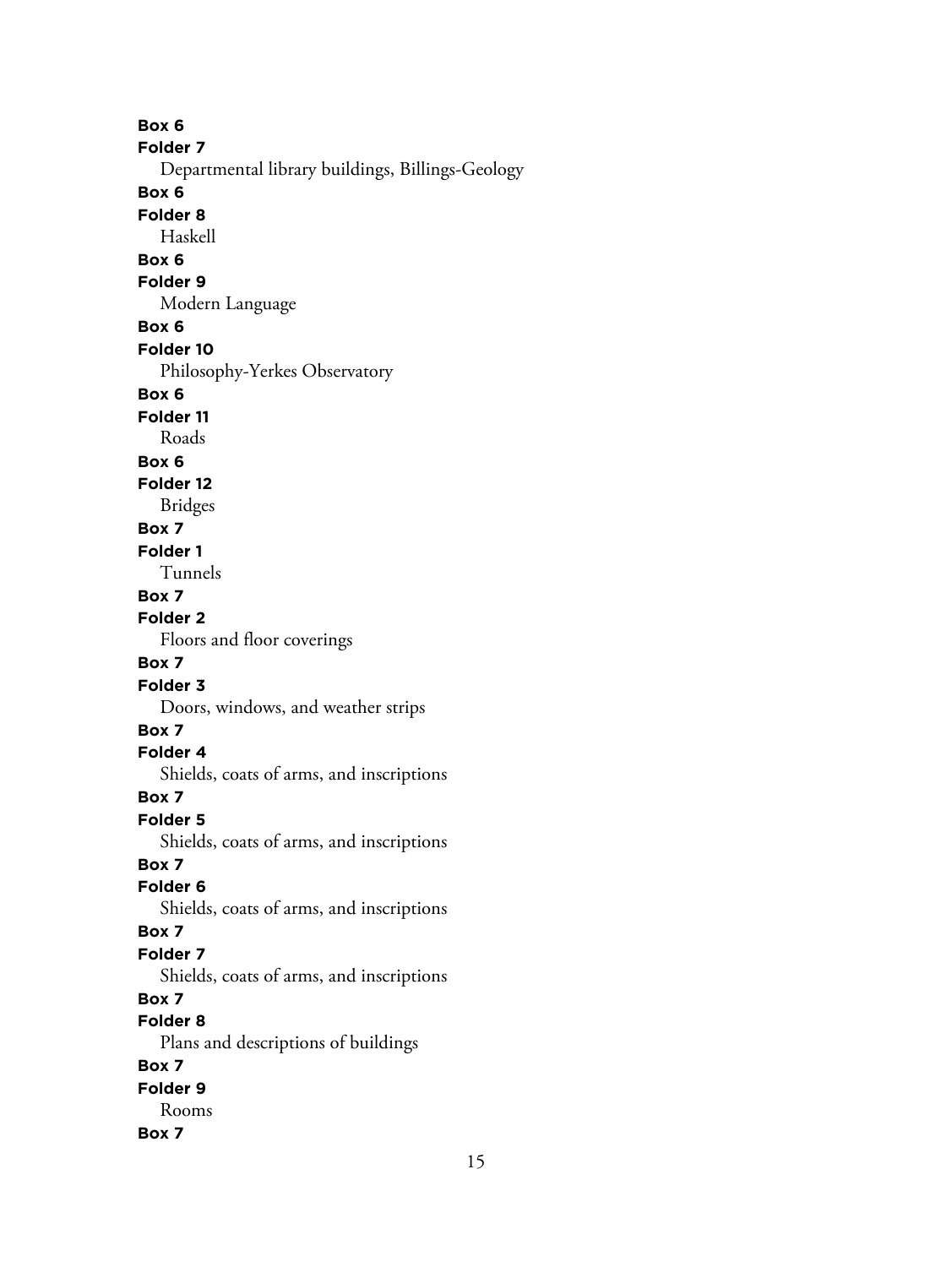**Box 6**
**Folder 7**
Departmental library buildings, Billings-Geology
**Box 6**
**Folder 8**
Haskell
**Box 6**
**Folder 9**
Modern Language
**Box 6**
**Folder 10**
Philosophy-Yerkes Observatory
**Box 6**
**Folder 11**
Roads
**Box 6**
**Folder 12**
Bridges
**Box 7**
**Folder 1**
Tunnels
**Box 7**
**Folder 2**
Floors and floor coverings
**Box 7**
**Folder 3**
Doors, windows, and weather strips
**Box 7**
**Folder 4**
Shields, coats of arms, and inscriptions
**Box 7**
**Folder 5**
Shields, coats of arms, and inscriptions
**Box 7**
**Folder 6**
Shields, coats of arms, and inscriptions
**Box 7**
**Folder 7**
Shields, coats of arms, and inscriptions
**Box 7**
**Folder 8**
Plans and descriptions of buildings
**Box 7**
**Folder 9**
Rooms
**Box 7**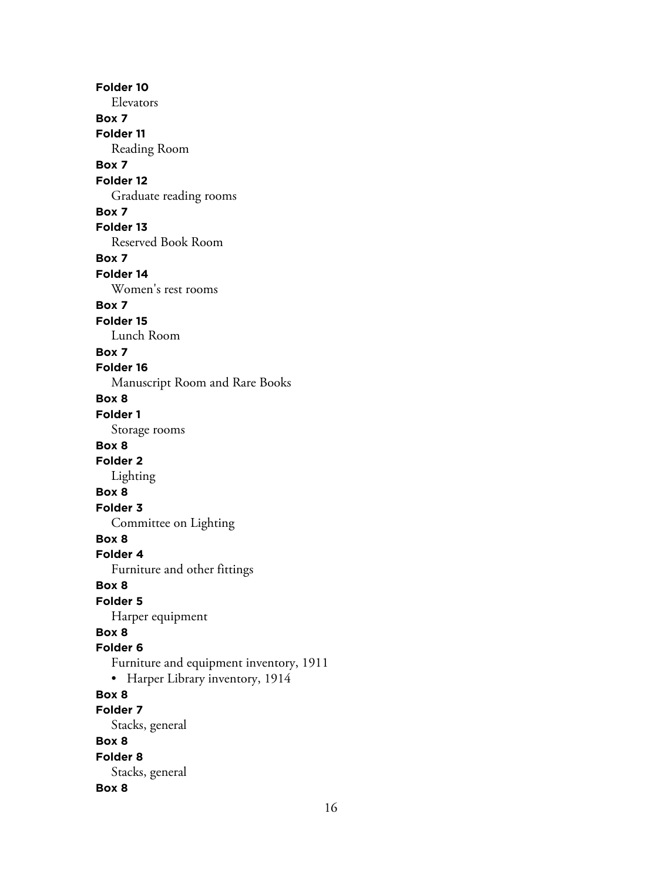**Folder 10**
Elevators
**Box 7**
**Folder 11**
Reading Room
**Box 7**
**Folder 12**
Graduate reading rooms
**Box 7**
**Folder 13**
Reserved Book Room
**Box 7**
**Folder 14**
Women's rest rooms
**Box 7**
**Folder 15**
Lunch Room
**Box 7**
**Folder 16**
Manuscript Room and Rare Books
**Box 8**
**Folder 1**
Storage rooms
**Box 8**
**Folder 2**
Lighting
**Box 8**
**Folder 3**
Committee on Lighting
**Box 8**
**Folder 4**
Furniture and other fittings
**Box 8**
**Folder 5**
Harper equipment
**Box 8**
**Folder 6**
Furniture and equipment inventory, 1911
- Harper Library inventory, 1914

**Box 8**
**Folder 7**
Stacks, general
**Box 8**
**Folder 8**
Stacks, general
**Box 8**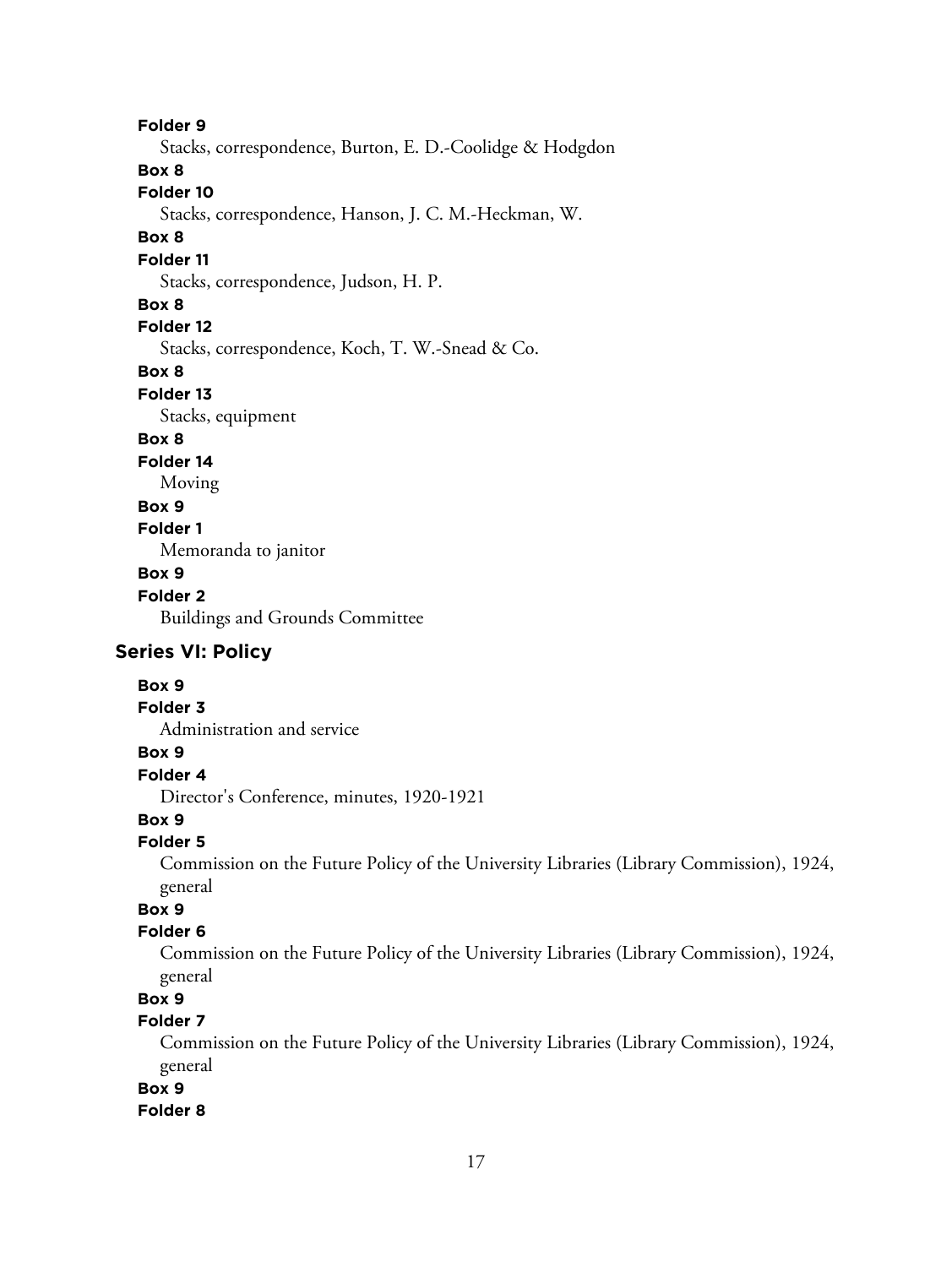**Folder 9**

Stacks, correspondence, Burton, E. D.-Coolidge & Hodgdon

**Box 8**

**Folder 10**

Stacks, correspondence, Hanson, J. C. M.-Heckman, W.

**Box 8**

**Folder 11**

Stacks, correspondence, Judson, H. P.

**Box 8**

**Folder 12**

Stacks, correspondence, Koch, T. W.-Snead & Co.

**Box 8**

**Folder 13**

Stacks, equipment

**Box 8**

**Folder 14**

Moving

**Box 9**

**Folder 1**

Memoranda to janitor

**Box 9**

**Folder 2**

Buildings and Grounds Committee

## Series VI: Policy

**Box 9**

**Folder 3**

Administration and service

**Box 9**

**Folder 4**

Director's Conference, minutes, 1920-1921

**Box 9**

**Folder 5**

Commission on the Future Policy of the University Libraries (Library Commission), 1924, general

**Box 9**

**Folder 6**

Commission on the Future Policy of the University Libraries (Library Commission), 1924, general

**Box 9**

**Folder 7**

Commission on the Future Policy of the University Libraries (Library Commission), 1924, general

**Box 9**

**Folder 8**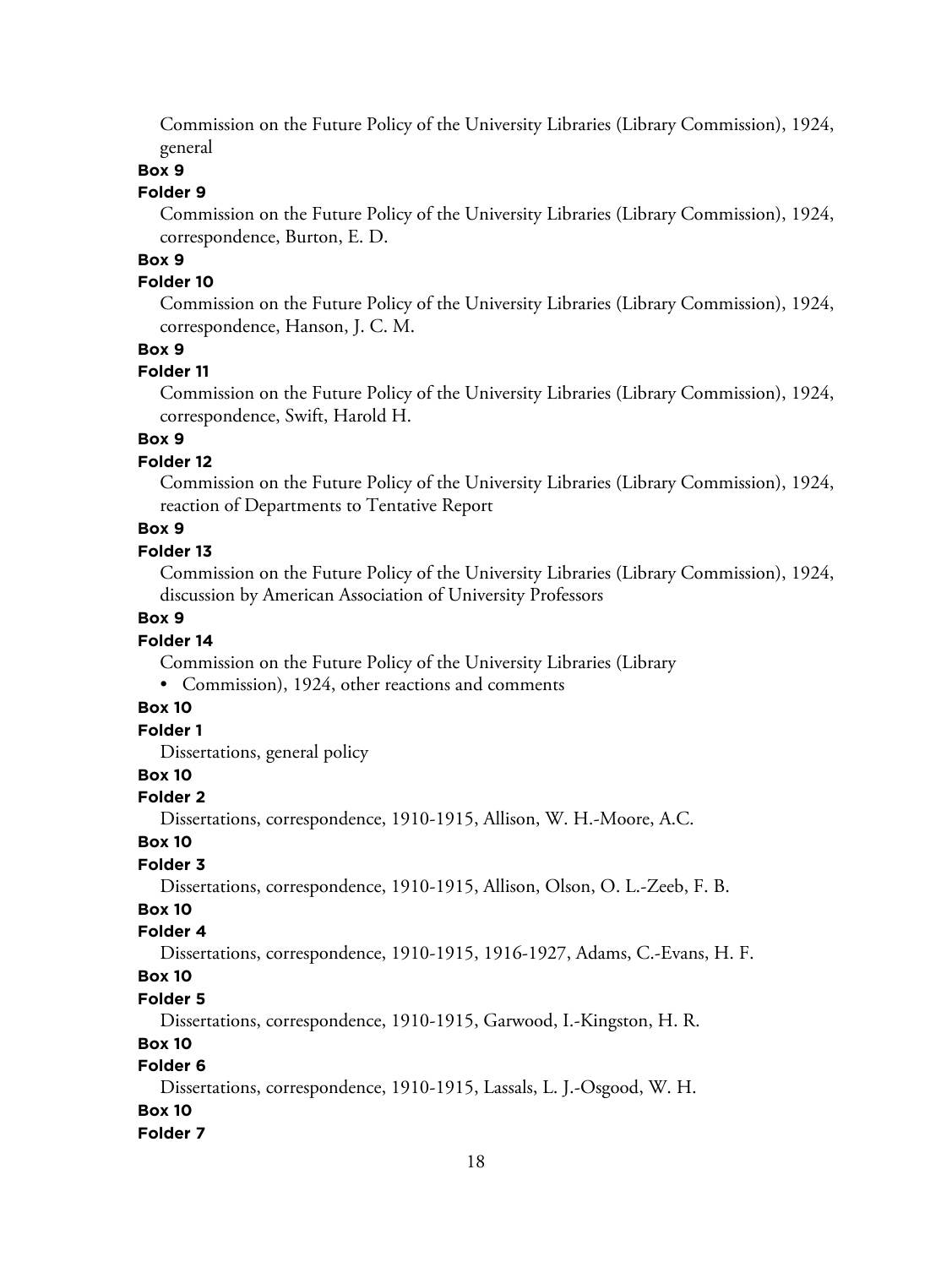Commission on the Future Policy of the University Libraries (Library Commission), 1924, general

**Box 9**

**Folder 9**

Commission on the Future Policy of the University Libraries (Library Commission), 1924, correspondence, Burton, E. D.

**Box 9**

**Folder 10**

Commission on the Future Policy of the University Libraries (Library Commission), 1924, correspondence, Hanson, J. C. M.

**Box 9**

**Folder 11**

Commission on the Future Policy of the University Libraries (Library Commission), 1924, correspondence, Swift, Harold H.

**Box 9**

**Folder 12**

Commission on the Future Policy of the University Libraries (Library Commission), 1924, reaction of Departments to Tentative Report

**Box 9**

**Folder 13**

Commission on the Future Policy of the University Libraries (Library Commission), 1924, discussion by American Association of University Professors

**Box 9**

**Folder 14**

Commission on the Future Policy of the University Libraries (Library

- Commission), 1924, other reactions and comments

**Box 10**

**Folder 1**

Dissertations, general policy

**Box 10**

**Folder 2**

Dissertations, correspondence, 1910-1915, Allison, W. H.-Moore, A.C.

**Box 10**

**Folder 3**

Dissertations, correspondence, 1910-1915, Allison, Olson, O. L.-Zeeb, F. B.

**Box 10**

**Folder 4**

Dissertations, correspondence, 1910-1915, 1916-1927, Adams, C.-Evans, H. F.

**Box 10**

**Folder 5**

Dissertations, correspondence, 1910-1915, Garwood, I.-Kingston, H. R.

**Box 10**

**Folder 6**

Dissertations, correspondence, 1910-1915, Lassals, L. J.-Osgood, W. H.

**Box 10**

**Folder 7**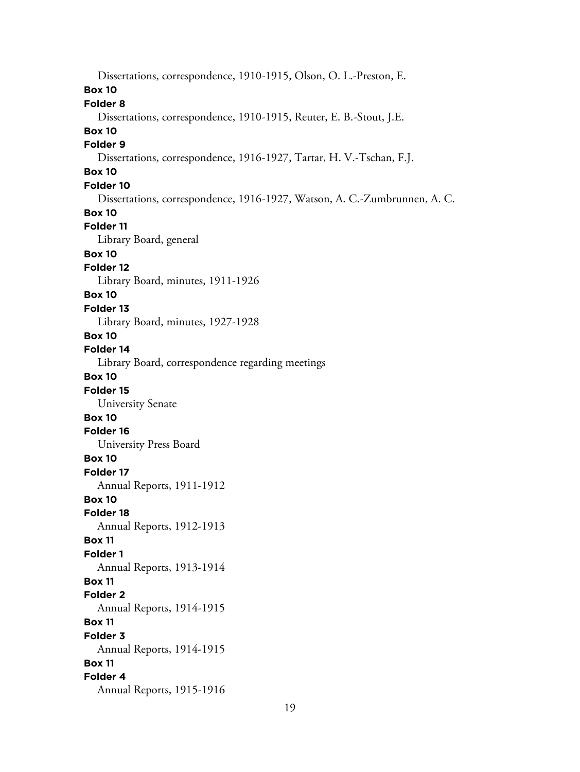Dissertations, correspondence, 1910-1915, Olson, O. L.-Preston, E.

**Box 10**

**Folder 8**

Dissertations, correspondence, 1910-1915, Reuter, E. B.-Stout, J.E.

**Box 10**

**Folder 9**

Dissertations, correspondence, 1916-1927, Tartar, H. V.-Tschan, F.J.

**Box 10**

**Folder 10**

Dissertations, correspondence, 1916-1927, Watson, A. C.-Zumbrunnen, A. C.

**Box 10**

**Folder 11**

Library Board, general

**Box 10**

**Folder 12**

Library Board, minutes, 1911-1926

**Box 10**

**Folder 13**

Library Board, minutes, 1927-1928

**Box 10**

**Folder 14**

Library Board, correspondence regarding meetings

**Box 10**

**Folder 15**

University Senate

**Box 10**

**Folder 16**

University Press Board

**Box 10**

**Folder 17**

Annual Reports, 1911-1912

**Box 10**

**Folder 18**

Annual Reports, 1912-1913

**Box 11**

**Folder 1**

Annual Reports, 1913-1914

**Box 11**

**Folder 2**

Annual Reports, 1914-1915

**Box 11**

**Folder 3**

Annual Reports, 1914-1915

**Box 11**

**Folder 4**

Annual Reports, 1915-1916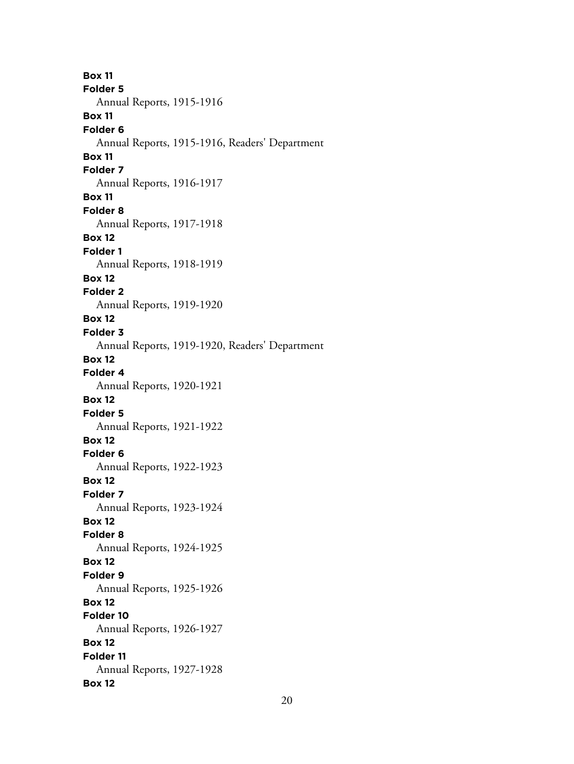**Box 11**
**Folder 5**
Annual Reports, 1915-1916
**Box 11**
**Folder 6**
Annual Reports, 1915-1916, Readers' Department
**Box 11**
**Folder 7**
Annual Reports, 1916-1917
**Box 11**
**Folder 8**
Annual Reports, 1917-1918
**Box 12**
**Folder 1**
Annual Reports, 1918-1919
**Box 12**
**Folder 2**
Annual Reports, 1919-1920
**Box 12**
**Folder 3**
Annual Reports, 1919-1920, Readers' Department
**Box 12**
**Folder 4**
Annual Reports, 1920-1921
**Box 12**
**Folder 5**
Annual Reports, 1921-1922
**Box 12**
**Folder 6**
Annual Reports, 1922-1923
**Box 12**
**Folder 7**
Annual Reports, 1923-1924
**Box 12**
**Folder 8**
Annual Reports, 1924-1925
**Box 12**
**Folder 9**
Annual Reports, 1925-1926
**Box 12**
**Folder 10**
Annual Reports, 1926-1927
**Box 12**
**Folder 11**
Annual Reports, 1927-1928
**Box 12**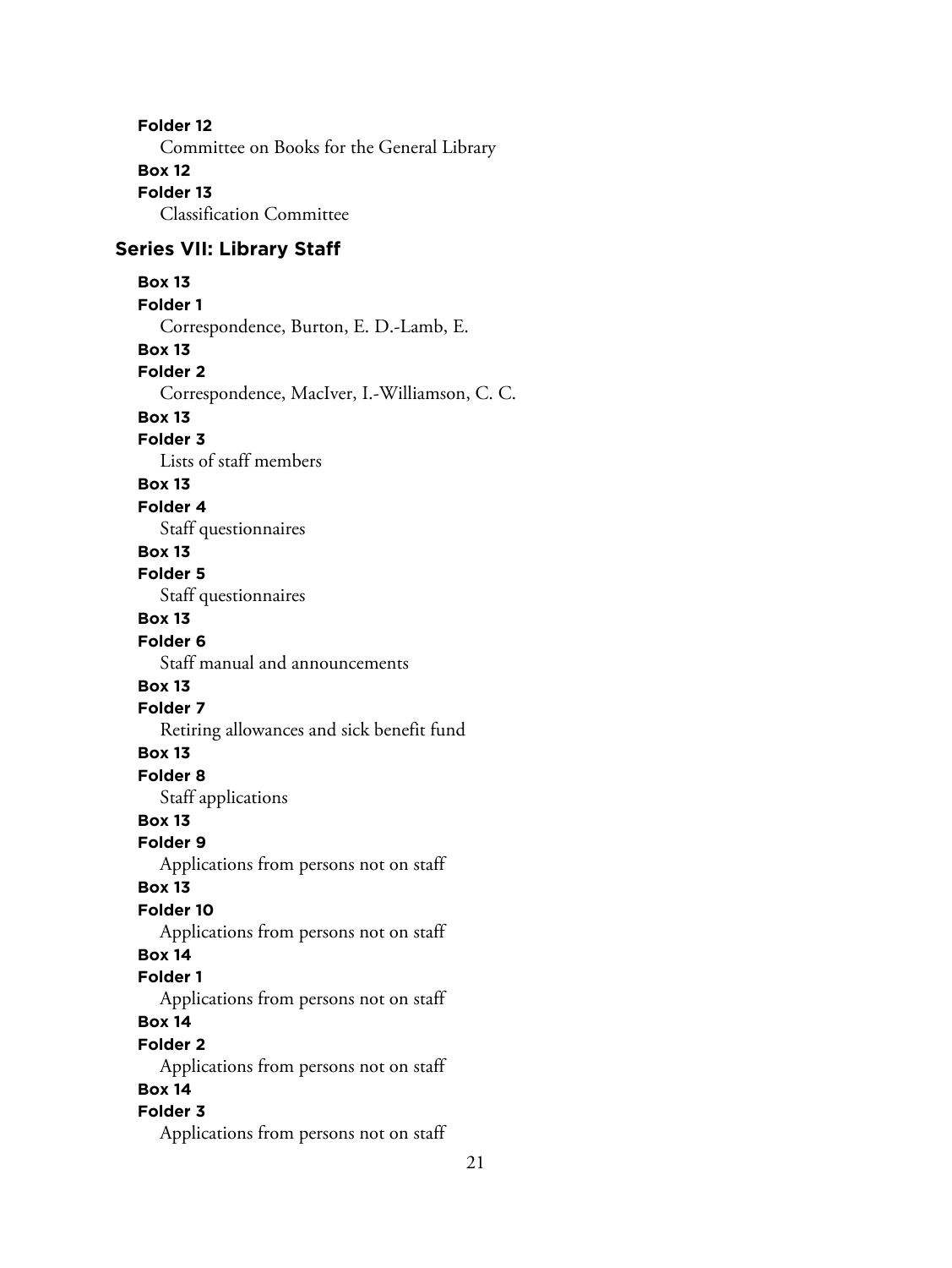**Folder 12**

Committee on Books for the General Library

**Box 12**

**Folder 13**

Classification Committee

## Series VII: Library Staff

**Box 13**

**Folder 1**

Correspondence, Burton, E. D.-Lamb, E.

**Box 13**

**Folder 2**

Correspondence, MacIver, I.-Williamson, C. C.

**Box 13**

**Folder 3**

Lists of staff members

**Box 13**

**Folder 4**

Staff questionnaires

**Box 13**

**Folder 5**

Staff questionnaires

**Box 13**

**Folder 6**

Staff manual and announcements

**Box 13**

**Folder 7**

Retiring allowances and sick benefit fund

**Box 13**

**Folder 8**

Staff applications

**Box 13**

**Folder 9**

Applications from persons not on staff

**Box 13**

**Folder 10**

Applications from persons not on staff

**Box 14**

**Folder 1**

Applications from persons not on staff

**Box 14**

**Folder 2**

Applications from persons not on staff

**Box 14**

**Folder 3**

Applications from persons not on staff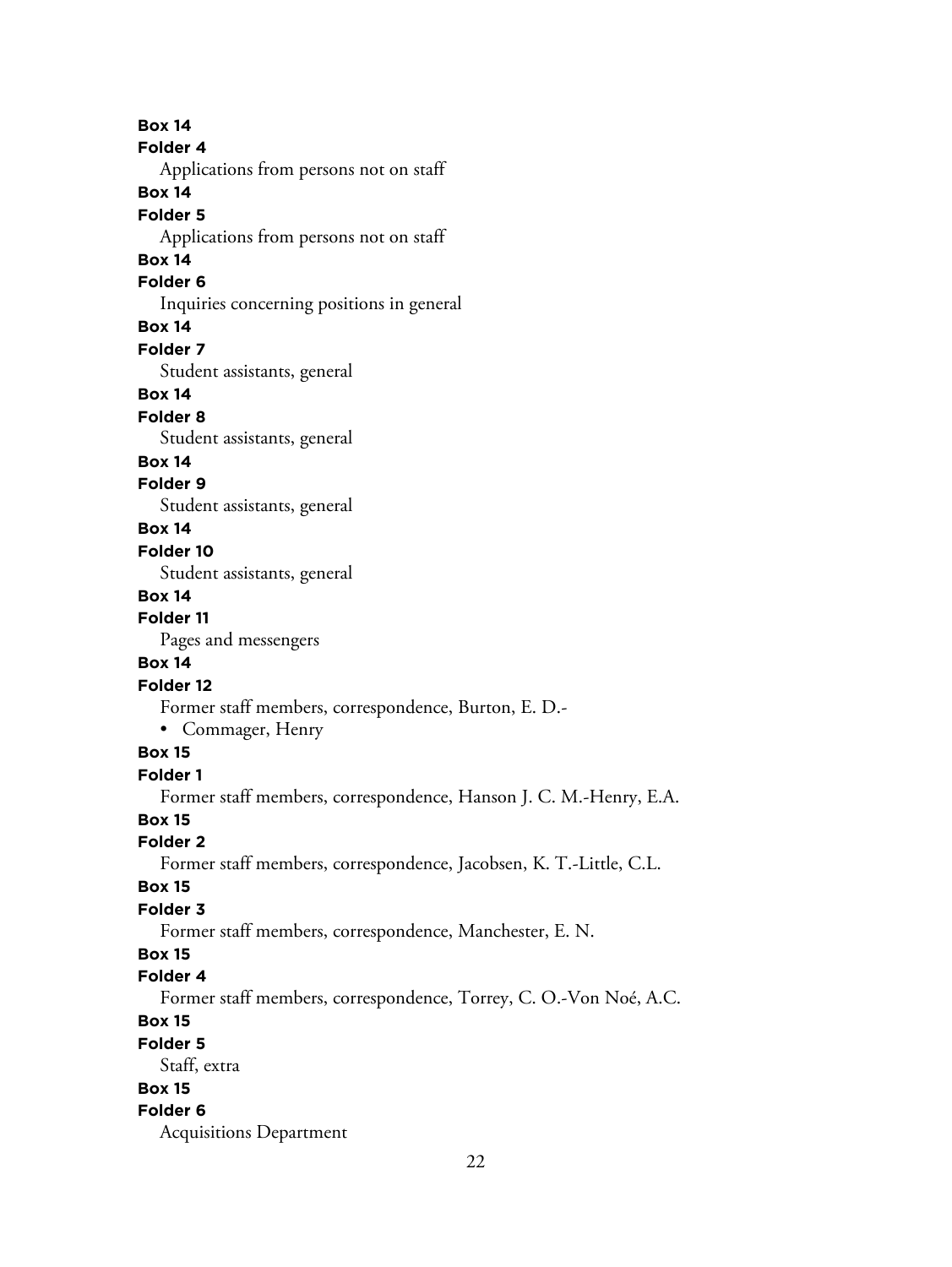**Box 14**
**Folder 4**
Applications from persons not on staff

**Box 14**
**Folder 5**
Applications from persons not on staff

**Box 14**
**Folder 6**
Inquiries concerning positions in general

**Box 14**
**Folder 7**
Student assistants, general

**Box 14**
**Folder 8**
Student assistants, general

**Box 14**
**Folder 9**
Student assistants, general

**Box 14**
**Folder 10**
Student assistants, general

**Box 14**
**Folder 11**
Pages and messengers

**Box 14**
**Folder 12**
Former staff members, correspondence, Burton, E. D.-

- Commager, Henry

**Box 15**
**Folder 1**
Former staff members, correspondence, Hanson J. C. M.-Henry, E.A.

**Box 15**
**Folder 2**
Former staff members, correspondence, Jacobsen, K. T.-Little, C.L.

**Box 15**
**Folder 3**
Former staff members, correspondence, Manchester, E. N.

**Box 15**
**Folder 4**
Former staff members, correspondence, Torrey, C. O.-Von Noé, A.C.

**Box 15**
**Folder 5**
Staff, extra

**Box 15**
**Folder 6**
Acquisitions Department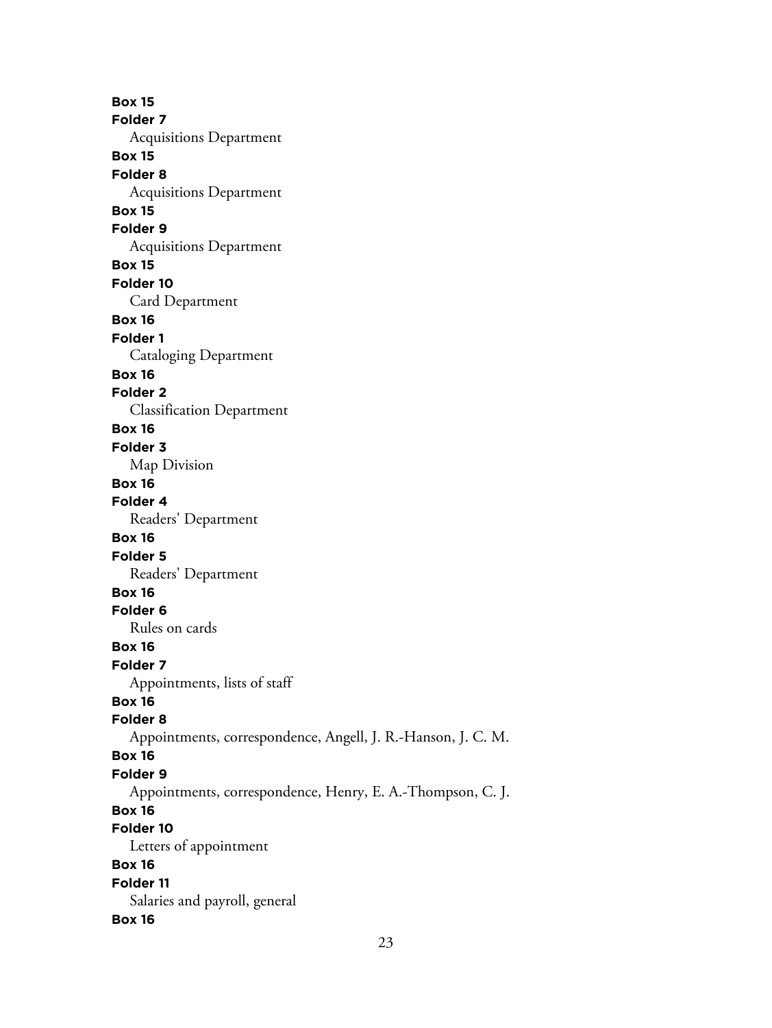**Box 15**
**Folder 7**
Acquisitions Department
**Box 15**
**Folder 8**
Acquisitions Department
**Box 15**
**Folder 9**
Acquisitions Department
**Box 15**
**Folder 10**
Card Department
**Box 16**
**Folder 1**
Cataloging Department
**Box 16**
**Folder 2**
Classification Department
**Box 16**
**Folder 3**
Map Division
**Box 16**
**Folder 4**
Readers' Department
**Box 16**
**Folder 5**
Readers' Department
**Box 16**
**Folder 6**
Rules on cards
**Box 16**
**Folder 7**
Appointments, lists of staff
**Box 16**
**Folder 8**
Appointments, correspondence, Angell, J. R.-Hanson, J. C. M.
**Box 16**
**Folder 9**
Appointments, correspondence, Henry, E. A.-Thompson, C. J.
**Box 16**
**Folder 10**
Letters of appointment
**Box 16**
**Folder 11**
Salaries and payroll, general
**Box 16**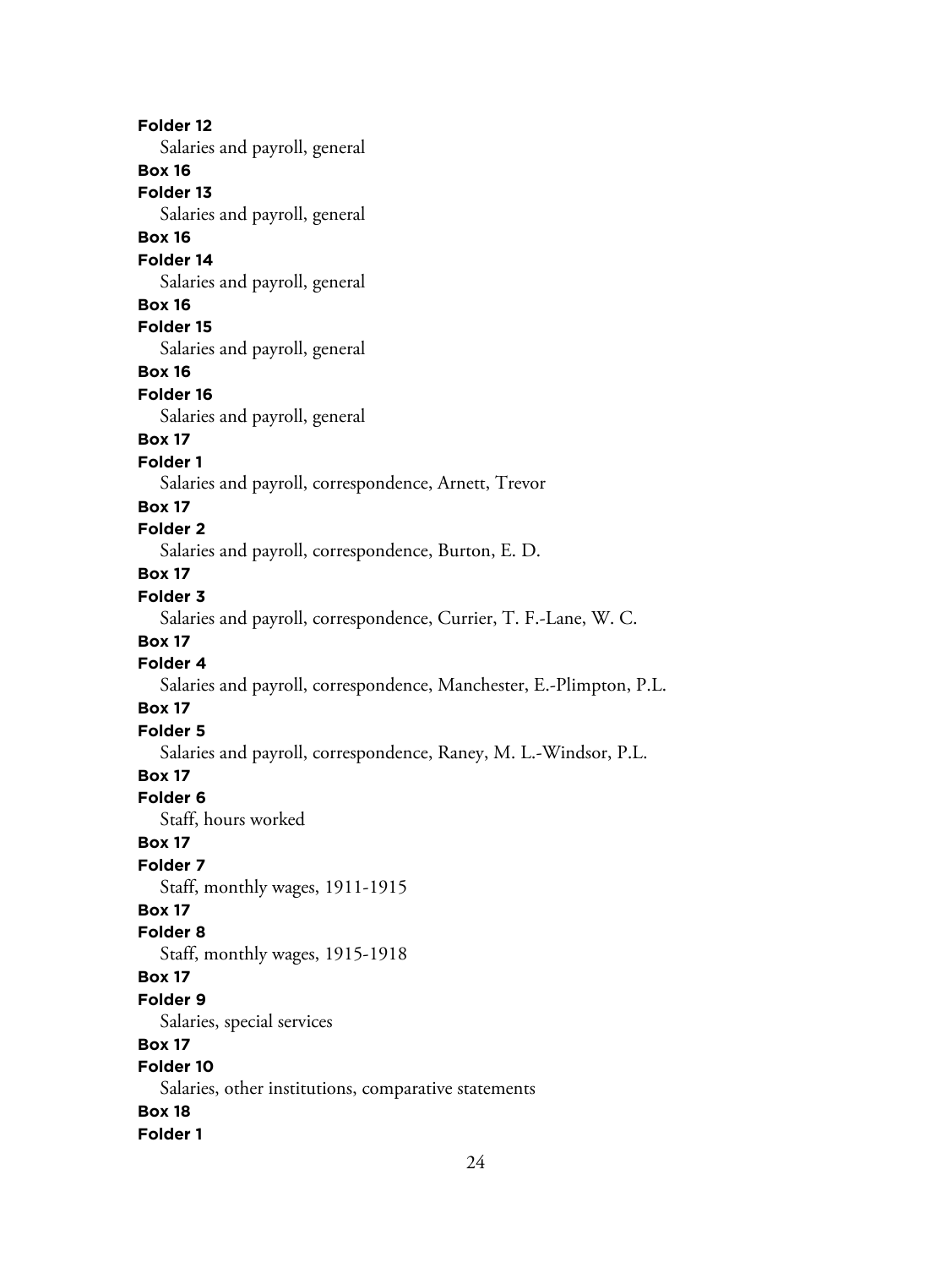**Folder 12**

Salaries and payroll, general

**Box 16**

**Folder 13**

Salaries and payroll, general

**Box 16**

**Folder 14**

Salaries and payroll, general

**Box 16**

**Folder 15**

Salaries and payroll, general

**Box 16**

**Folder 16**

Salaries and payroll, general

**Box 17**

**Folder 1**

Salaries and payroll, correspondence, Arnett, Trevor

**Box 17**

**Folder 2**

Salaries and payroll, correspondence, Burton, E. D.

**Box 17**

**Folder 3**

Salaries and payroll, correspondence, Currier, T. F.-Lane, W. C.

**Box 17**

**Folder 4**

Salaries and payroll, correspondence, Manchester, E.-Plimpton, P.L.

**Box 17**

**Folder 5**

Salaries and payroll, correspondence, Raney, M. L.-Windsor, P.L.

**Box 17**

**Folder 6**

Staff, hours worked

**Box 17**

**Folder 7**

Staff, monthly wages, 1911-1915

**Box 17**

**Folder 8**

Staff, monthly wages, 1915-1918

**Box 17**

**Folder 9**

Salaries, special services

**Box 17**

**Folder 10**

Salaries, other institutions, comparative statements

**Box 18**

**Folder 1**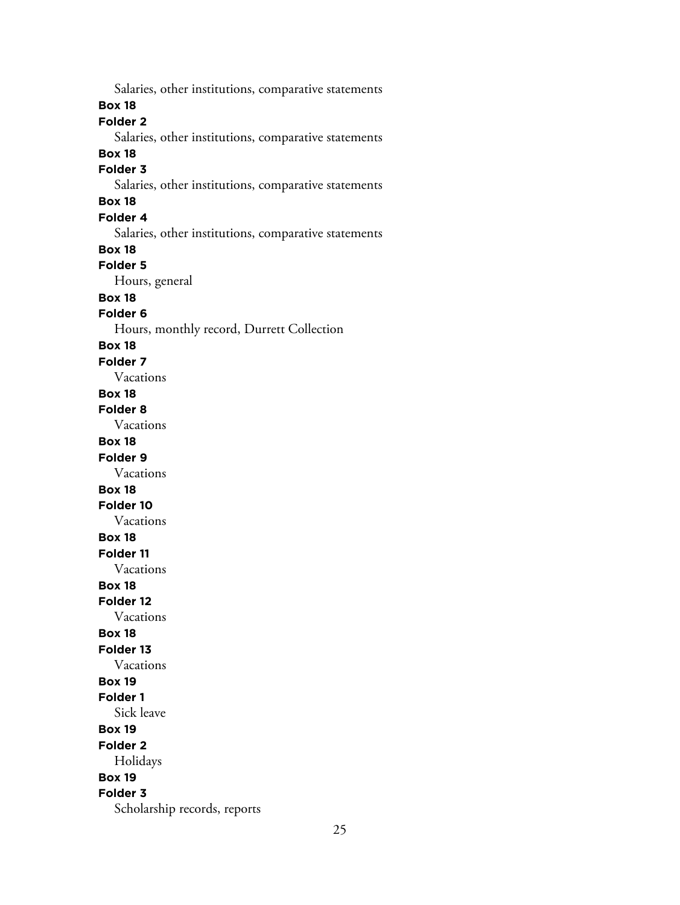Salaries, other institutions, comparative statements

**Box 18**

**Folder 2**

Salaries, other institutions, comparative statements

**Box 18**

**Folder 3**

Salaries, other institutions, comparative statements

**Box 18**

**Folder 4**

Salaries, other institutions, comparative statements

**Box 18**

**Folder 5**

Hours, general

**Box 18**

**Folder 6**

Hours, monthly record, Durrett Collection

**Box 18**

**Folder 7**

Vacations

**Box 18**

**Folder 8**

Vacations

**Box 18**

**Folder 9**

Vacations

**Box 18**

**Folder 10**

Vacations

**Box 18**

**Folder 11**

Vacations

**Box 18**

**Folder 12**

Vacations

**Box 18**

**Folder 13**

Vacations

**Box 19**

**Folder 1**

Sick leave

**Box 19**

**Folder 2**

Holidays

**Box 19**

**Folder 3**

Scholarship records, reports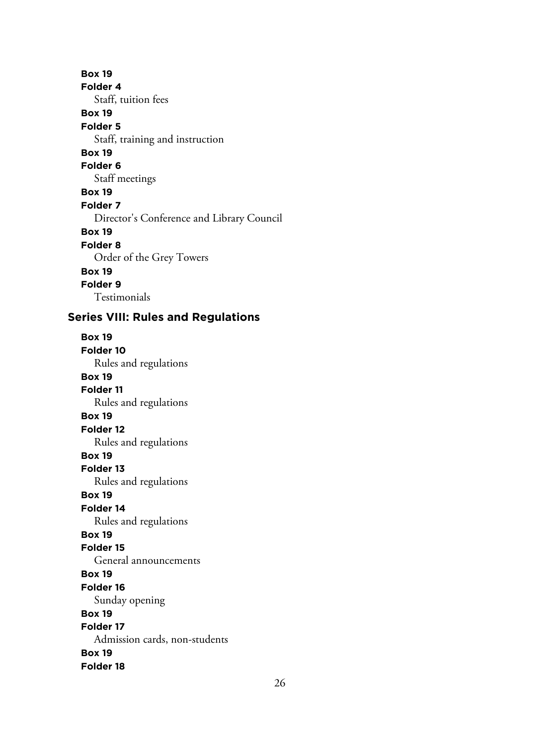**Box 19**
**Folder 4**
Staff, tuition fees

**Box 19**
**Folder 5**
Staff, training and instruction

**Box 19**
**Folder 6**
Staff meetings

**Box 19**
**Folder 7**
Director's Conference and Library Council

**Box 19**
**Folder 8**
Order of the Grey Towers

**Box 19**
**Folder 9**
Testimonials

## Series VIII: Rules and Regulations

**Box 19**
**Folder 10**
Rules and regulations

**Box 19**
**Folder 11**
Rules and regulations

**Box 19**
**Folder 12**
Rules and regulations

**Box 19**
**Folder 13**
Rules and regulations

**Box 19**
**Folder 14**
Rules and regulations

**Box 19**
**Folder 15**
General announcements

**Box 19**
**Folder 16**
Sunday opening

**Box 19**
**Folder 17**
Admission cards, non-students

**Box 19**
**Folder 18**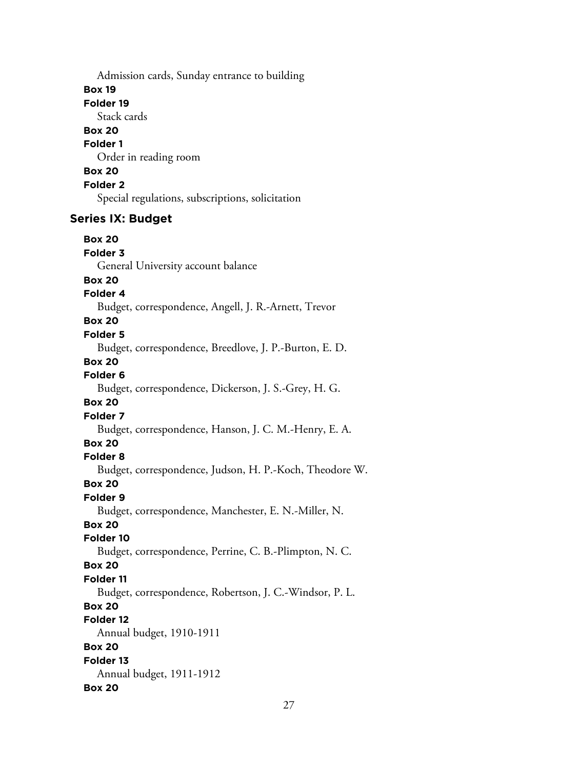Admission cards, Sunday entrance to building

**Box 19**

**Folder 19**

Stack cards

**Box 20**

**Folder 1**

Order in reading room

**Box 20**

**Folder 2**

Special regulations, subscriptions, solicitation

## Series IX: Budget

**Box 20**

**Folder 3**

General University account balance

**Box 20**

**Folder 4**

Budget, correspondence, Angell, J. R.-Arnett, Trevor

**Box 20**

**Folder 5**

Budget, correspondence, Breedlove, J. P.-Burton, E. D.

**Box 20**

**Folder 6**

Budget, correspondence, Dickerson, J. S.-Grey, H. G.

**Box 20**

**Folder 7**

Budget, correspondence, Hanson, J. C. M.-Henry, E. A.

**Box 20**

**Folder 8**

Budget, correspondence, Judson, H. P.-Koch, Theodore W.

**Box 20**

**Folder 9**

Budget, correspondence, Manchester, E. N.-Miller, N.

**Box 20**

**Folder 10**

Budget, correspondence, Perrine, C. B.-Plimpton, N. C.

**Box 20**

**Folder 11**

Budget, correspondence, Robertson, J. C.-Windsor, P. L.

**Box 20**

**Folder 12**

Annual budget, 1910-1911

**Box 20**

**Folder 13**

Annual budget, 1911-1912

**Box 20**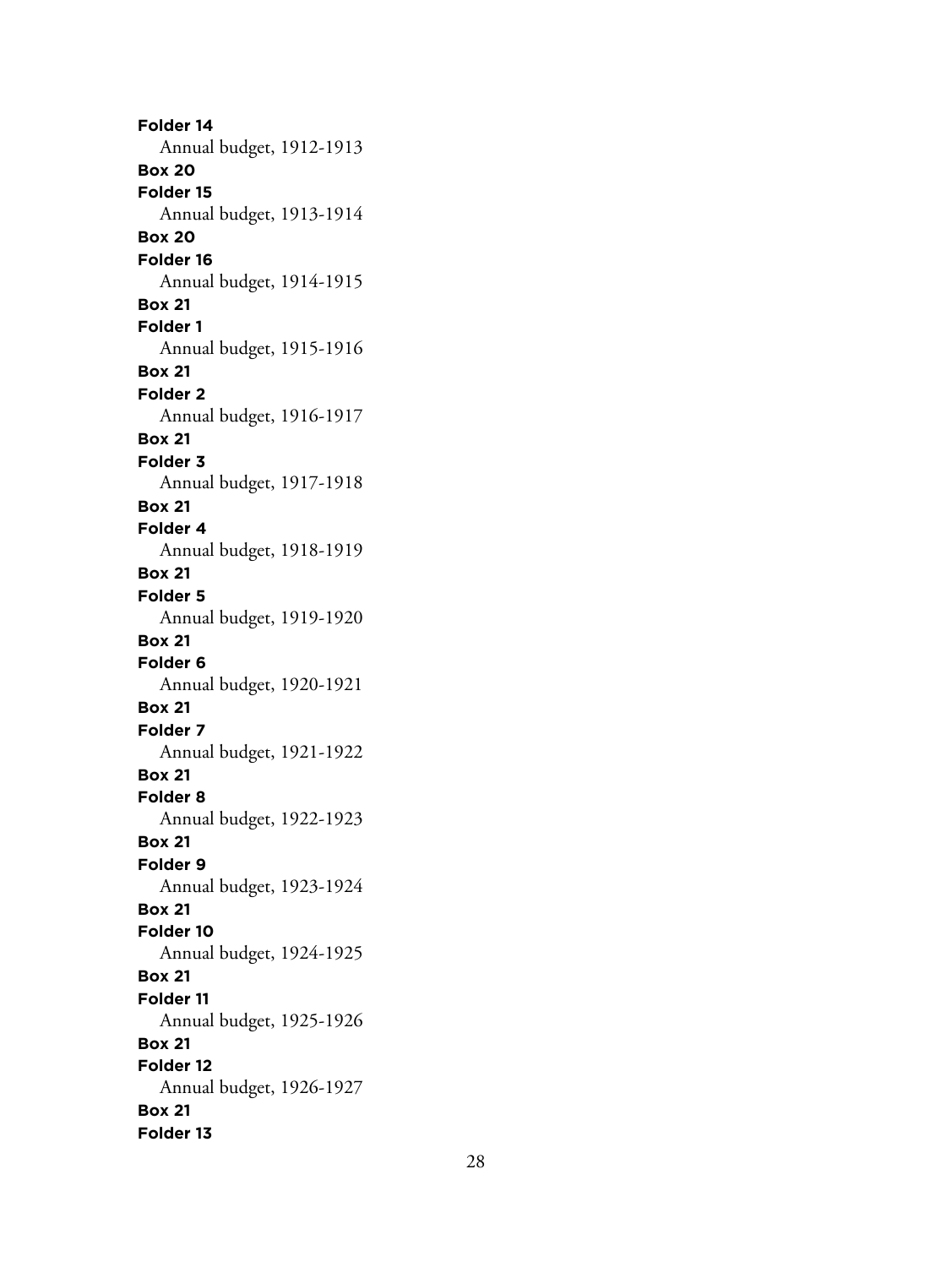**Folder 14**
Annual budget, 1912-1913
**Box 20**
**Folder 15**
Annual budget, 1913-1914
**Box 20**
**Folder 16**
Annual budget, 1914-1915
**Box 21**
**Folder 1**
Annual budget, 1915-1916
**Box 21**
**Folder 2**
Annual budget, 1916-1917
**Box 21**
**Folder 3**
Annual budget, 1917-1918
**Box 21**
**Folder 4**
Annual budget, 1918-1919
**Box 21**
**Folder 5**
Annual budget, 1919-1920
**Box 21**
**Folder 6**
Annual budget, 1920-1921
**Box 21**
**Folder 7**
Annual budget, 1921-1922
**Box 21**
**Folder 8**
Annual budget, 1922-1923
**Box 21**
**Folder 9**
Annual budget, 1923-1924
**Box 21**
**Folder 10**
Annual budget, 1924-1925
**Box 21**
**Folder 11**
Annual budget, 1925-1926
**Box 21**
**Folder 12**
Annual budget, 1926-1927
**Box 21**
**Folder 13**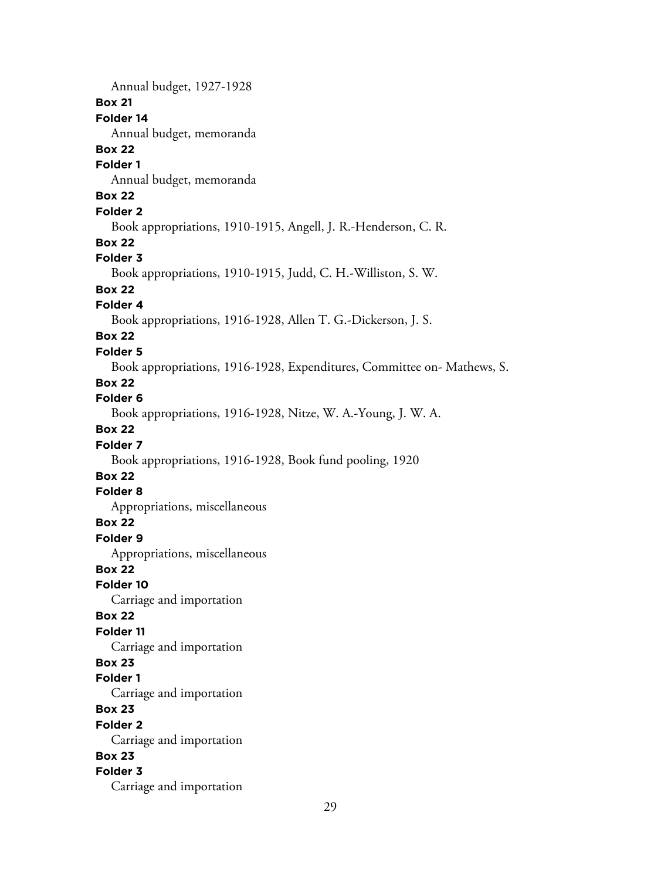Annual budget, 1927-1928

**Box 21**

**Folder 14**

Annual budget, memoranda

**Box 22**

**Folder 1**

Annual budget, memoranda

**Box 22**

**Folder 2**

Book appropriations, 1910-1915, Angell, J. R.-Henderson, C. R.

**Box 22**

**Folder 3**

Book appropriations, 1910-1915, Judd, C. H.-Williston, S. W.

**Box 22**

**Folder 4**

Book appropriations, 1916-1928, Allen T. G.-Dickerson, J. S.

**Box 22**

**Folder 5**

Book appropriations, 1916-1928, Expenditures, Committee on- Mathews, S.

**Box 22**

**Folder 6**

Book appropriations, 1916-1928, Nitze, W. A.-Young, J. W. A.

**Box 22**

**Folder 7**

Book appropriations, 1916-1928, Book fund pooling, 1920

**Box 22**

**Folder 8**

Appropriations, miscellaneous

**Box 22**

**Folder 9**

Appropriations, miscellaneous

**Box 22**

**Folder 10**

Carriage and importation

**Box 22**

**Folder 11**

Carriage and importation

**Box 23**

**Folder 1**

Carriage and importation

**Box 23**

**Folder 2**

Carriage and importation

**Box 23**

**Folder 3**

Carriage and importation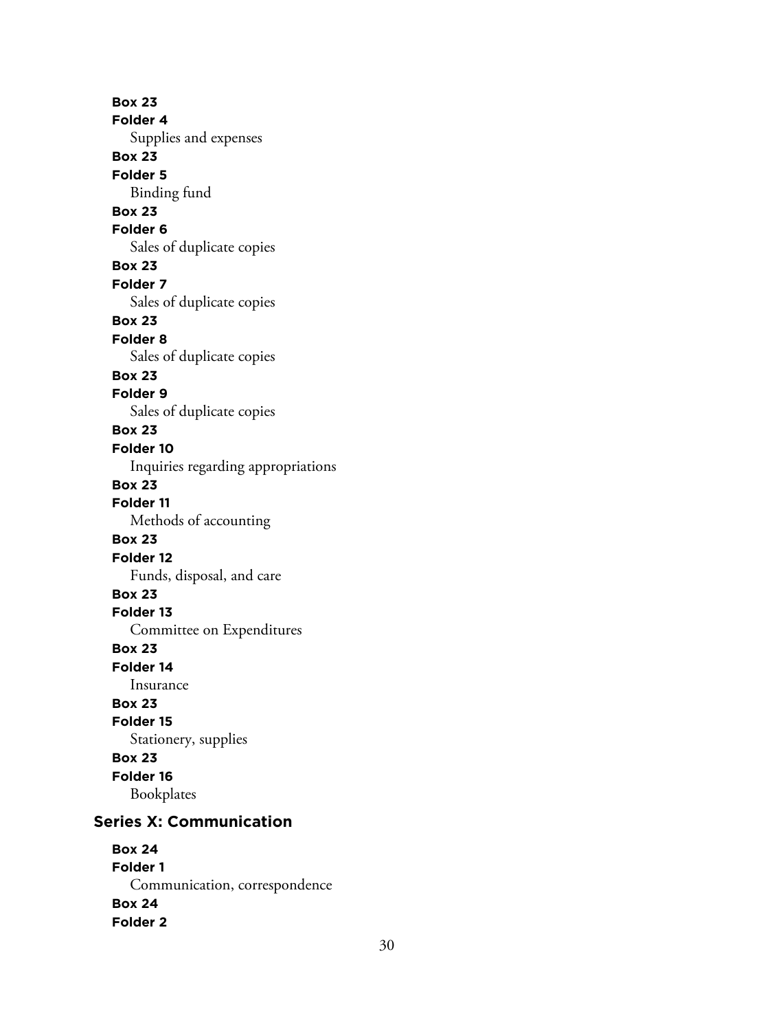**Box 23**
**Folder 4**
Supplies and expenses
**Box 23**
**Folder 5**
Binding fund
**Box 23**
**Folder 6**
Sales of duplicate copies
**Box 23**
**Folder 7**
Sales of duplicate copies
**Box 23**
**Folder 8**
Sales of duplicate copies
**Box 23**
**Folder 9**
Sales of duplicate copies
**Box 23**
**Folder 10**
Inquiries regarding appropriations
**Box 23**
**Folder 11**
Methods of accounting
**Box 23**
**Folder 12**
Funds, disposal, and care
**Box 23**
**Folder 13**
Committee on Expenditures
**Box 23**
**Folder 14**
Insurance
**Box 23**
**Folder 15**
Stationery, supplies
**Box 23**
**Folder 16**
Bookplates

## Series X: Communication

**Box 24**
**Folder 1**
Communication, correspondence
**Box 24**
**Folder 2**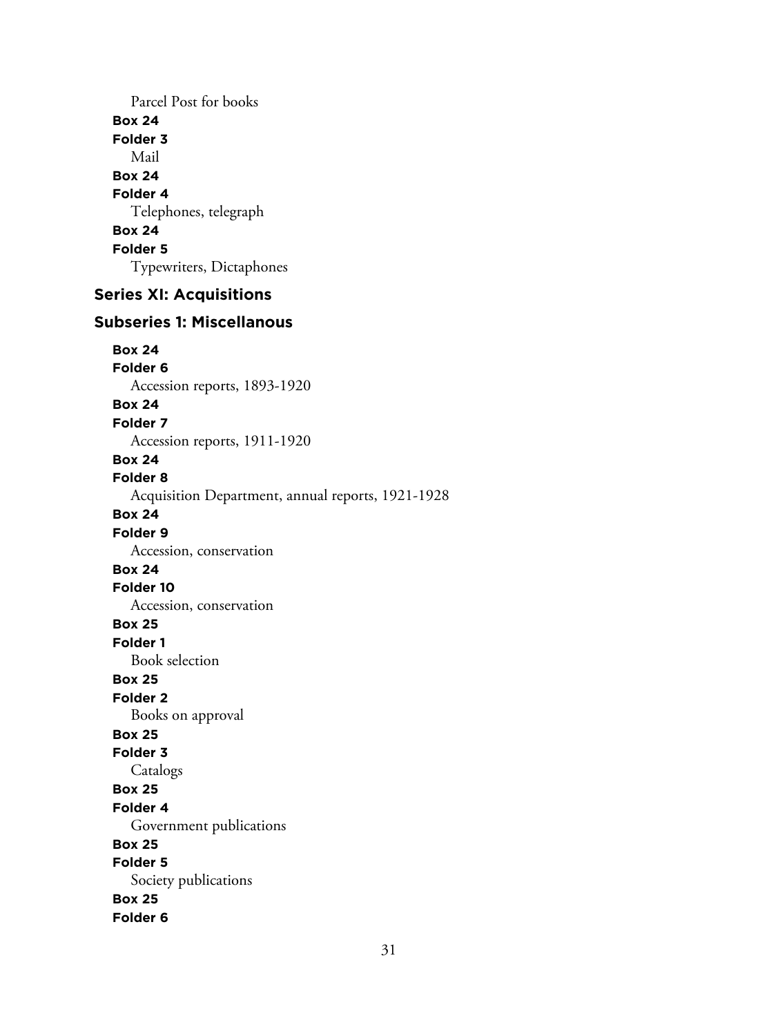Parcel Post for books

**Box 24**
**Folder 3**
Mail

**Box 24**
**Folder 4**
Telephones, telegraph

**Box 24**
**Folder 5**
Typewriters, Dictaphones

## Series XI: Acquisitions

### Subseries 1: Miscellanous

**Box 24**
**Folder 6**
Accession reports, 1893-1920

**Box 24**
**Folder 7**
Accession reports, 1911-1920

**Box 24**
**Folder 8**
Acquisition Department, annual reports, 1921-1928

**Box 24**
**Folder 9**
Accession, conservation

**Box 24**
**Folder 10**
Accession, conservation

**Box 25**
**Folder 1**
Book selection

**Box 25**
**Folder 2**
Books on approval

**Box 25**
**Folder 3**
Catalogs

**Box 25**
**Folder 4**
Government publications

**Box 25**
**Folder 5**
Society publications

**Box 25**
**Folder 6**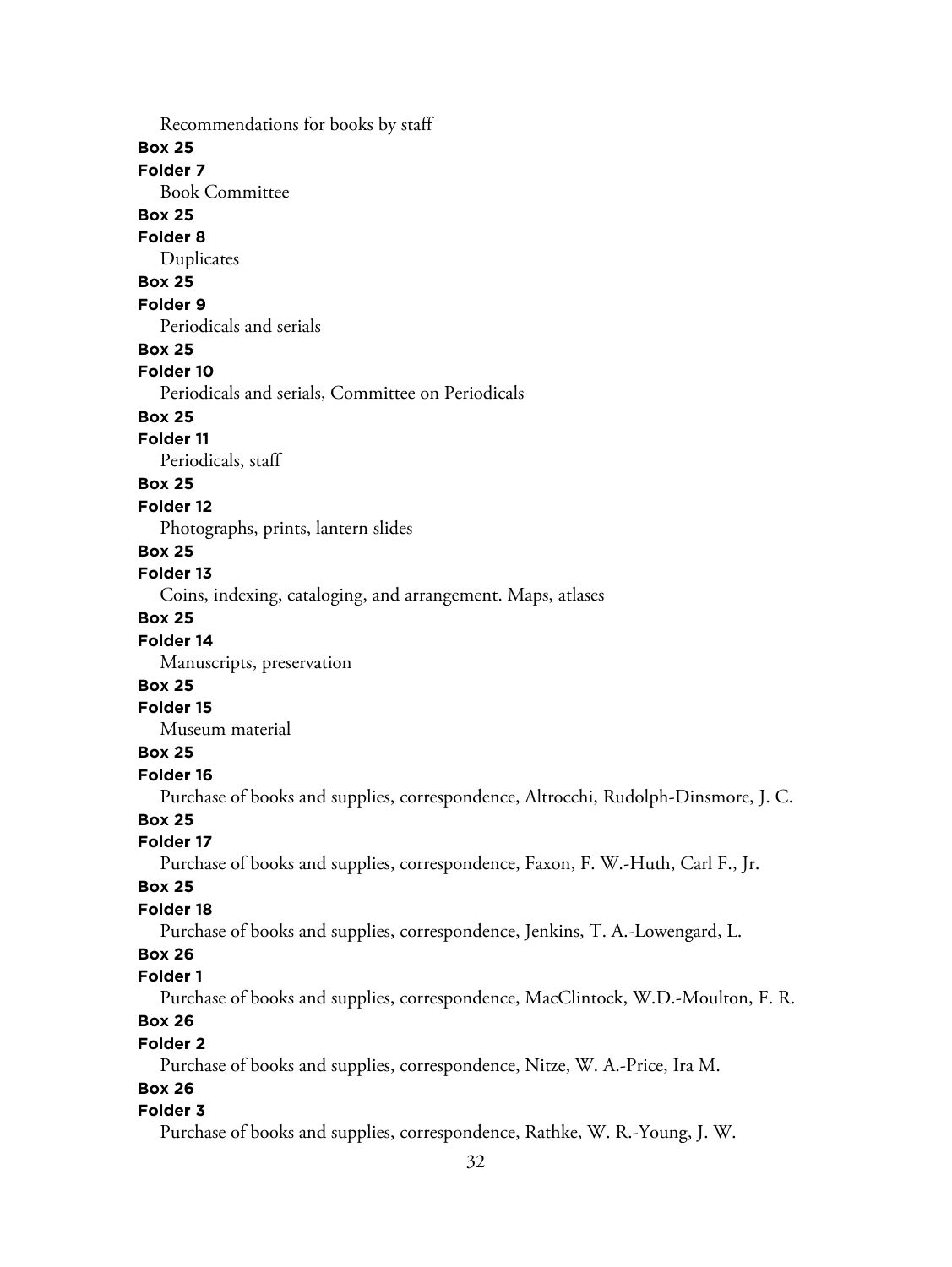Recommendations for books by staff

**Box 25**

**Folder 7**

Book Committee

**Box 25**

**Folder 8**

Duplicates

**Box 25**

**Folder 9**

Periodicals and serials

**Box 25**

**Folder 10**

Periodicals and serials, Committee on Periodicals

**Box 25**

**Folder 11**

Periodicals, staff

**Box 25**

**Folder 12**

Photographs, prints, lantern slides

**Box 25**

**Folder 13**

Coins, indexing, cataloging, and arrangement. Maps, atlases

**Box 25**

**Folder 14**

Manuscripts, preservation

**Box 25**

**Folder 15**

Museum material

**Box 25**

**Folder 16**

Purchase of books and supplies, correspondence, Altrocchi, Rudolph-Dinsmore, J. C.

**Box 25**

**Folder 17**

Purchase of books and supplies, correspondence, Faxon, F. W.-Huth, Carl F., Jr.

**Box 25**

**Folder 18**

Purchase of books and supplies, correspondence, Jenkins, T. A.-Lowengard, L.

**Box 26**

**Folder 1**

Purchase of books and supplies, correspondence, MacClintock, W.D.-Moulton, F. R.

**Box 26**

**Folder 2**

Purchase of books and supplies, correspondence, Nitze, W. A.-Price, Ira M.

**Box 26**

**Folder 3**

Purchase of books and supplies, correspondence, Rathke, W. R.-Young, J. W.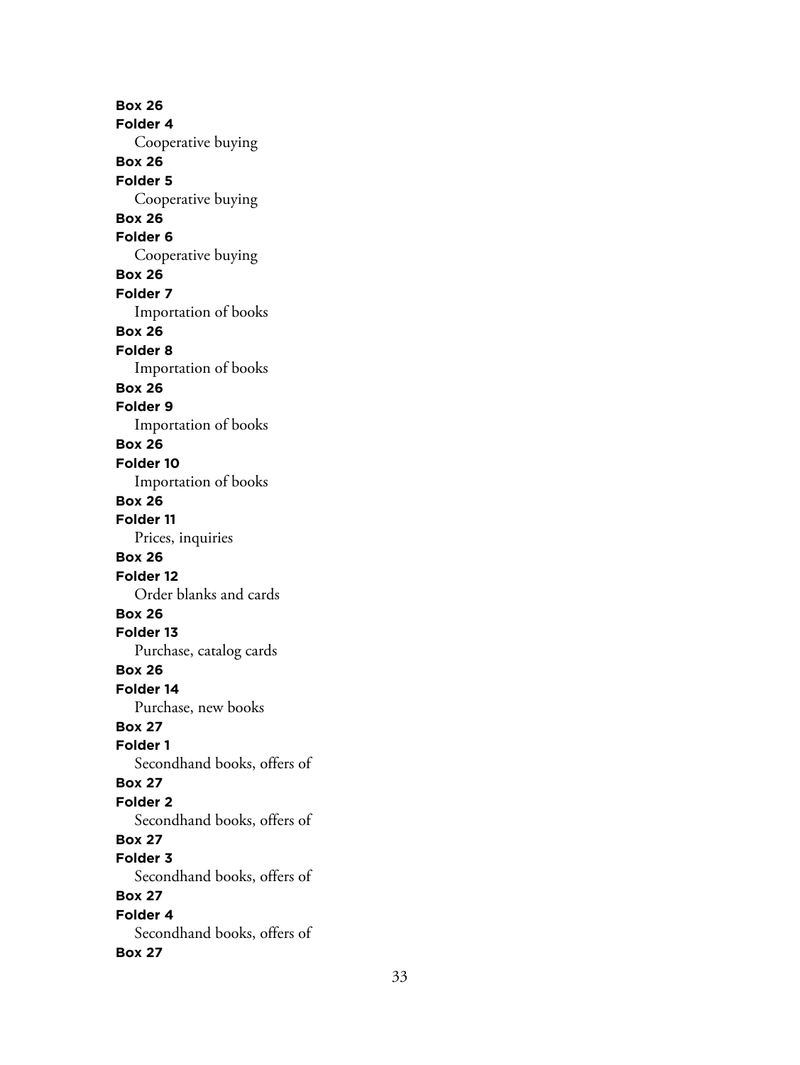**Box 26**
**Folder 4**
Cooperative buying
**Box 26**
**Folder 5**
Cooperative buying
**Box 26**
**Folder 6**
Cooperative buying
**Box 26**
**Folder 7**
Importation of books
**Box 26**
**Folder 8**
Importation of books
**Box 26**
**Folder 9**
Importation of books
**Box 26**
**Folder 10**
Importation of books
**Box 26**
**Folder 11**
Prices, inquiries
**Box 26**
**Folder 12**
Order blanks and cards
**Box 26**
**Folder 13**
Purchase, catalog cards
**Box 26**
**Folder 14**
Purchase, new books
**Box 27**
**Folder 1**
Secondhand books, offers of
**Box 27**
**Folder 2**
Secondhand books, offers of
**Box 27**
**Folder 3**
Secondhand books, offers of
**Box 27**
**Folder 4**
Secondhand books, offers of
**Box 27**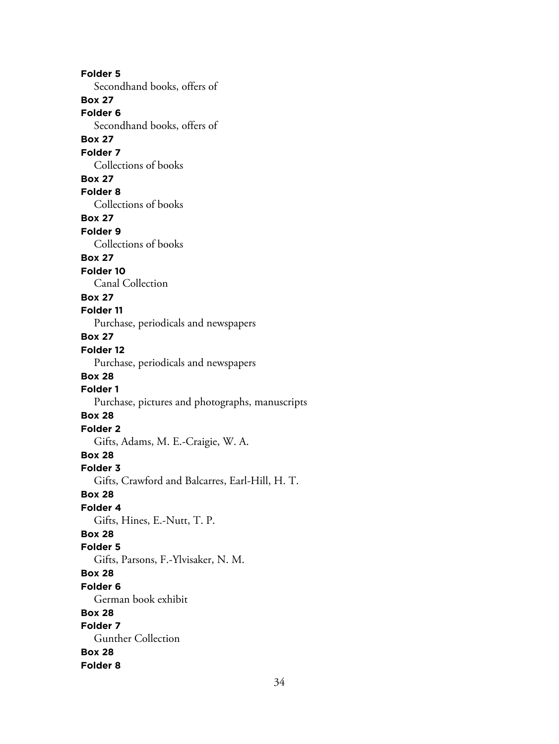**Folder 5**
Secondhand books, offers of
**Box 27**
**Folder 6**
Secondhand books, offers of
**Box 27**
**Folder 7**
Collections of books
**Box 27**
**Folder 8**
Collections of books
**Box 27**
**Folder 9**
Collections of books
**Box 27**
**Folder 10**
Canal Collection
**Box 27**
**Folder 11**
Purchase, periodicals and newspapers
**Box 27**
**Folder 12**
Purchase, periodicals and newspapers
**Box 28**
**Folder 1**
Purchase, pictures and photographs, manuscripts
**Box 28**
**Folder 2**
Gifts, Adams, M. E.-Craigie, W. A.
**Box 28**
**Folder 3**
Gifts, Crawford and Balcarres, Earl-Hill, H. T.
**Box 28**
**Folder 4**
Gifts, Hines, E.-Nutt, T. P.
**Box 28**
**Folder 5**
Gifts, Parsons, F.-Ylvisaker, N. M.
**Box 28**
**Folder 6**
German book exhibit
**Box 28**
**Folder 7**
Gunther Collection
**Box 28**
**Folder 8**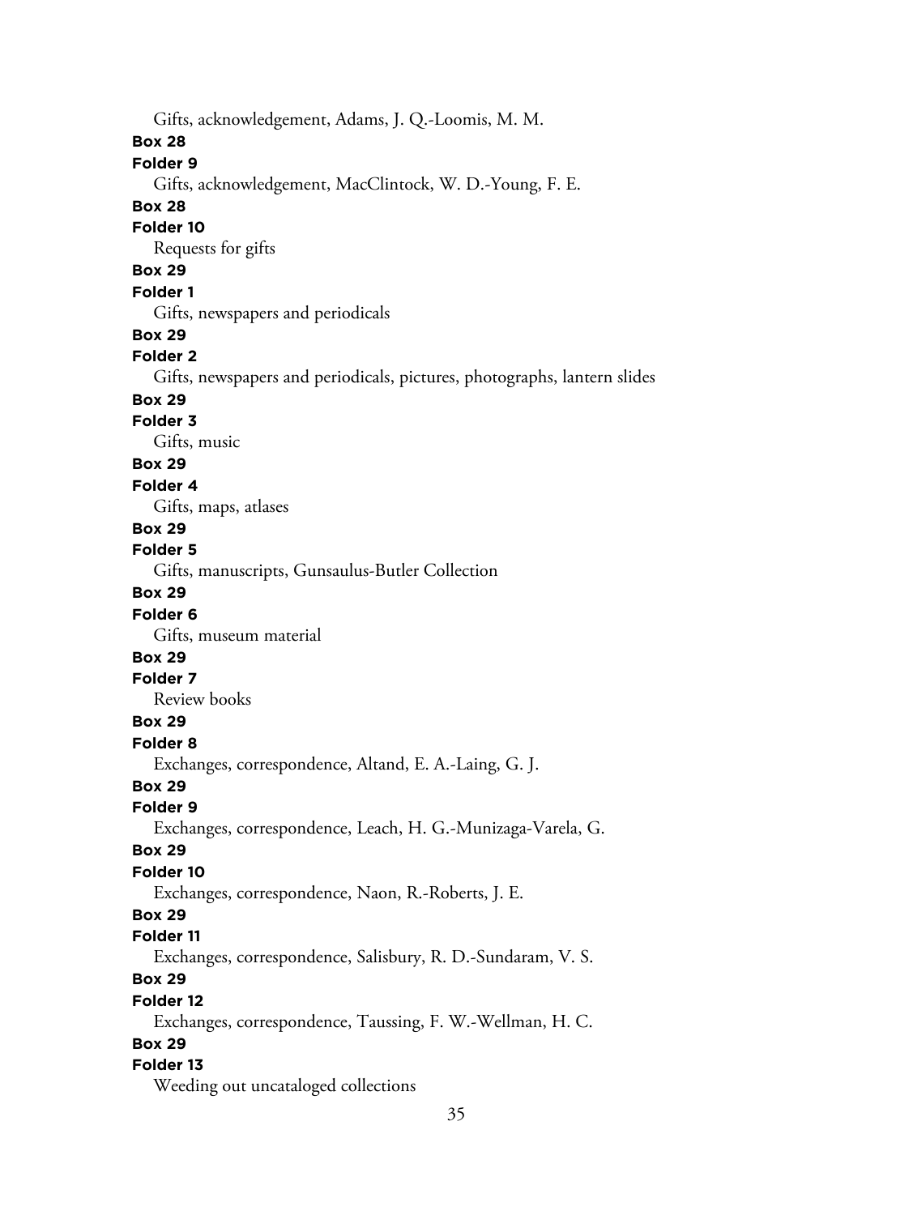Gifts, acknowledgement, Adams, J. Q.-Loomis, M. M.

**Box 28**

**Folder 9**

Gifts, acknowledgement, MacClintock, W. D.-Young, F. E.

**Box 28**

**Folder 10**

Requests for gifts

**Box 29**

**Folder 1**

Gifts, newspapers and periodicals

**Box 29**

**Folder 2**

Gifts, newspapers and periodicals, pictures, photographs, lantern slides

**Box 29**

**Folder 3**

Gifts, music

**Box 29**

**Folder 4**

Gifts, maps, atlases

**Box 29**

**Folder 5**

Gifts, manuscripts, Gunsaulus-Butler Collection

**Box 29**

**Folder 6**

Gifts, museum material

**Box 29**

**Folder 7**

Review books

**Box 29**

**Folder 8**

Exchanges, correspondence, Altand, E. A.-Laing, G. J.

**Box 29**

**Folder 9**

Exchanges, correspondence, Leach, H. G.-Munizaga-Varela, G.

**Box 29**

**Folder 10**

Exchanges, correspondence, Naon, R.-Roberts, J. E.

**Box 29**

**Folder 11**

Exchanges, correspondence, Salisbury, R. D.-Sundaram, V. S.

**Box 29**

**Folder 12**

Exchanges, correspondence, Taussing, F. W.-Wellman, H. C.

**Box 29**

**Folder 13**

Weeding out uncataloged collections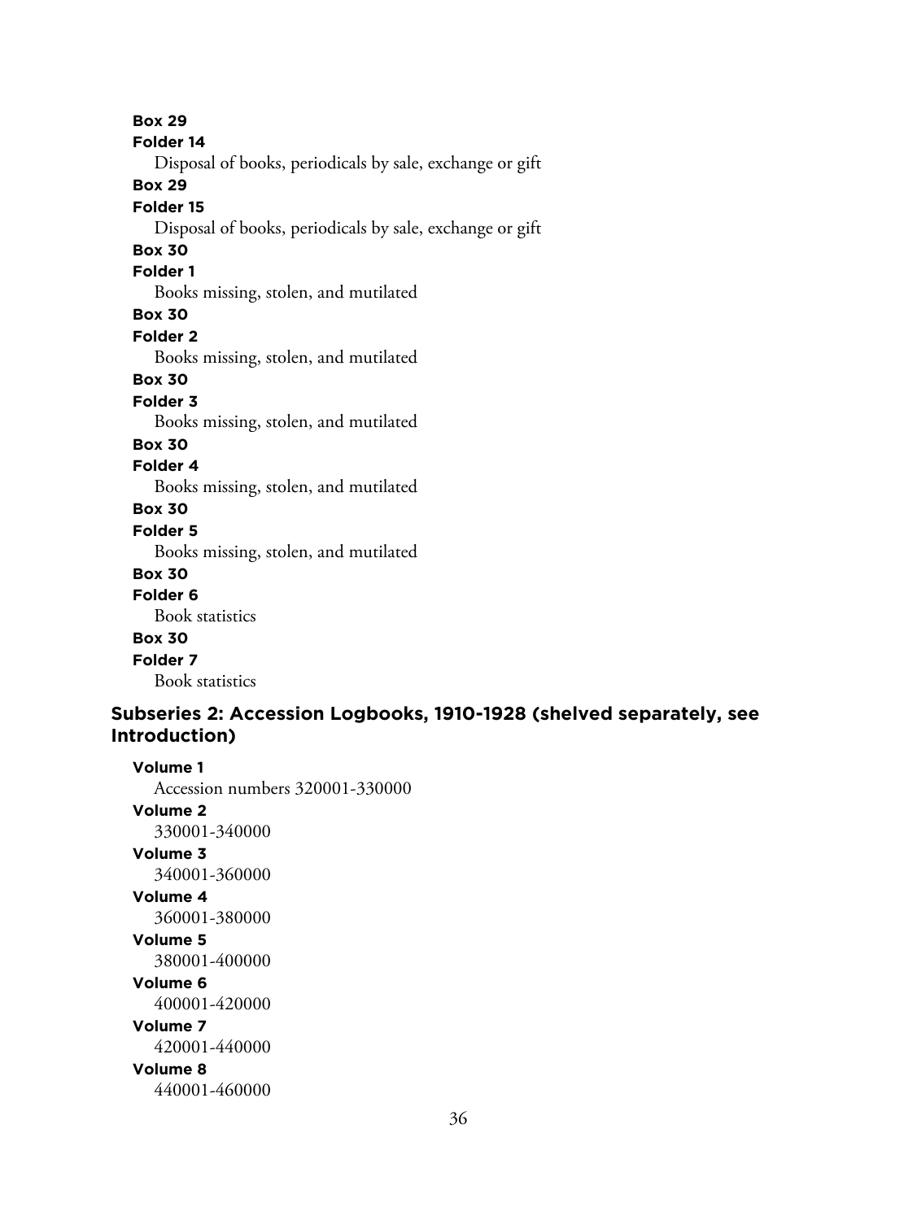**Box 29**
**Folder 14**
Disposal of books, periodicals by sale, exchange or gift

**Box 29**
**Folder 15**
Disposal of books, periodicals by sale, exchange or gift

**Box 30**
**Folder 1**
Books missing, stolen, and mutilated

**Box 30**
**Folder 2**
Books missing, stolen, and mutilated

**Box 30**
**Folder 3**
Books missing, stolen, and mutilated

**Box 30**
**Folder 4**
Books missing, stolen, and mutilated

**Box 30**
**Folder 5**
Books missing, stolen, and mutilated

**Box 30**
**Folder 6**
Book statistics

**Box 30**
**Folder 7**
Book statistics

### Subseries 2: Accession Logbooks, 1910-1928 (shelved separately, see Introduction)

**Volume 1**
Accession numbers 320001-330000

**Volume 2**
330001-340000

**Volume 3**
340001-360000

**Volume 4**
360001-380000

**Volume 5**
380001-400000

**Volume 6**
400001-420000

**Volume 7**
420001-440000

**Volume 8**
440001-460000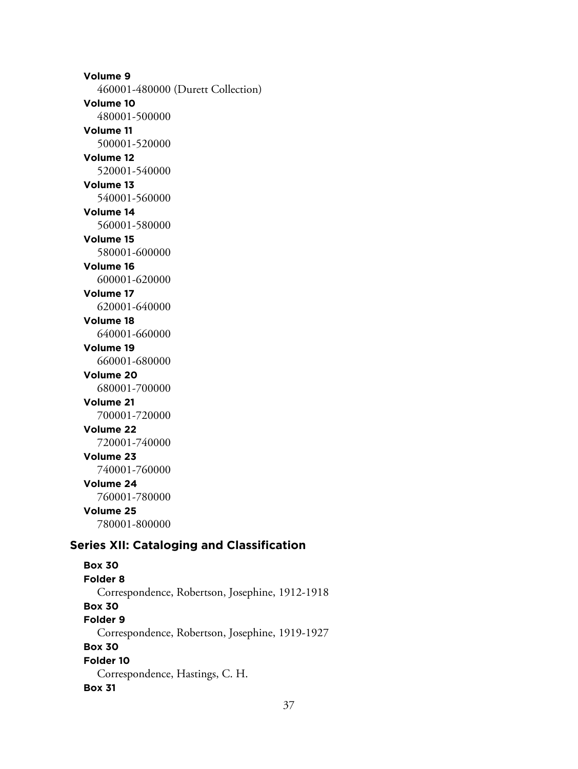**Volume 9**

460001-480000 (Durett Collection)

**Volume 10**

480001-500000

**Volume 11**

500001-520000

**Volume 12**

520001-540000

**Volume 13**

540001-560000

**Volume 14**

560001-580000

**Volume 15**

580001-600000

**Volume 16**

600001-620000

**Volume 17**

620001-640000

**Volume 18**

640001-660000

**Volume 19**

660001-680000

**Volume 20**

680001-700000

**Volume 21**

700001-720000

**Volume 22**

720001-740000

**Volume 23**

740001-760000

**Volume 24**

760001-780000

**Volume 25**

780001-800000

## Series XII: Cataloging and Classification

**Box 30**

**Folder 8**

Correspondence, Robertson, Josephine, 1912-1918

**Box 30**

**Folder 9**

Correspondence, Robertson, Josephine, 1919-1927

**Box 30**

**Folder 10**

Correspondence, Hastings, C. H.

**Box 31**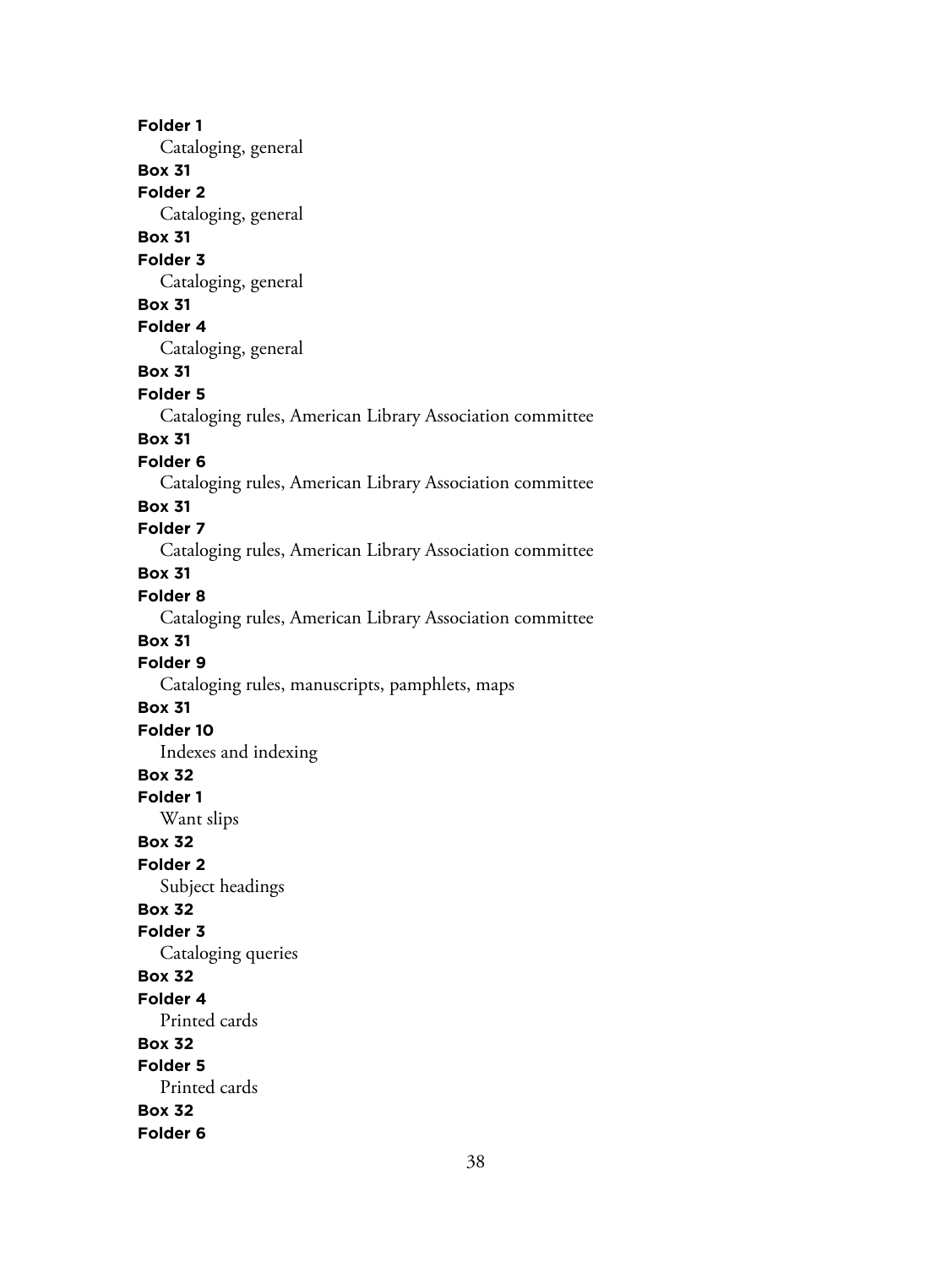**Folder 1**
Cataloging, general
**Box 31**
**Folder 2**
Cataloging, general
**Box 31**
**Folder 3**
Cataloging, general
**Box 31**
**Folder 4**
Cataloging, general
**Box 31**
**Folder 5**
Cataloging rules, American Library Association committee
**Box 31**
**Folder 6**
Cataloging rules, American Library Association committee
**Box 31**
**Folder 7**
Cataloging rules, American Library Association committee
**Box 31**
**Folder 8**
Cataloging rules, American Library Association committee
**Box 31**
**Folder 9**
Cataloging rules, manuscripts, pamphlets, maps
**Box 31**
**Folder 10**
Indexes and indexing
**Box 32**
**Folder 1**
Want slips
**Box 32**
**Folder 2**
Subject headings
**Box 32**
**Folder 3**
Cataloging queries
**Box 32**
**Folder 4**
Printed cards
**Box 32**
**Folder 5**
Printed cards
**Box 32**
**Folder 6**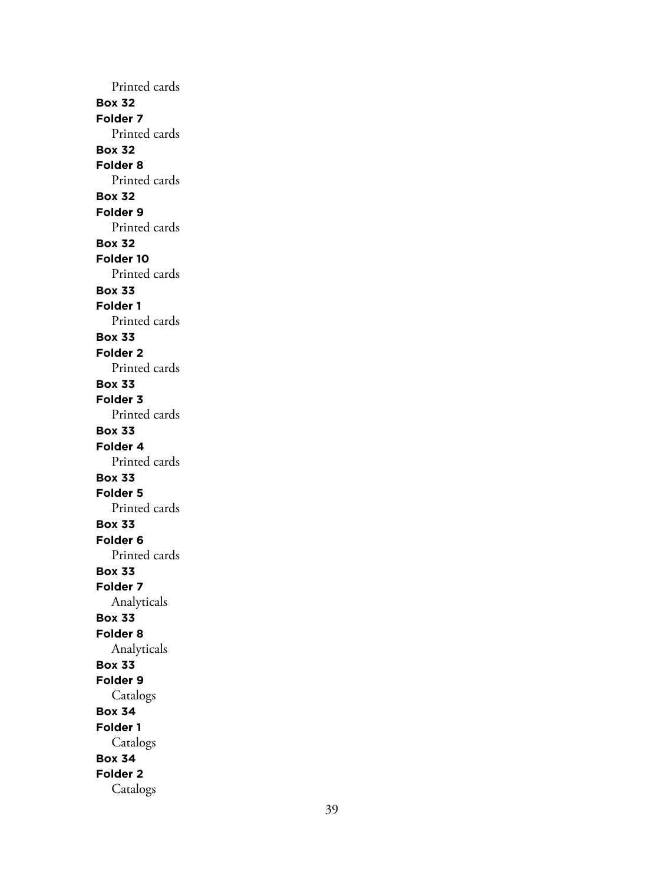Printed cards

**Box 32**
**Folder 7**
Printed cards

**Box 32**
**Folder 8**
Printed cards

**Box 32**
**Folder 9**
Printed cards

**Box 32**
**Folder 10**
Printed cards

**Box 33**
**Folder 1**
Printed cards

**Box 33**
**Folder 2**
Printed cards

**Box 33**
**Folder 3**
Printed cards

**Box 33**
**Folder 4**
Printed cards

**Box 33**
**Folder 5**
Printed cards

**Box 33**
**Folder 6**
Printed cards

**Box 33**
**Folder 7**
Analyticals

**Box 33**
**Folder 8**
Analyticals

**Box 33**
**Folder 9**
Catalogs

**Box 34**
**Folder 1**
Catalogs

**Box 34**
**Folder 2**
Catalogs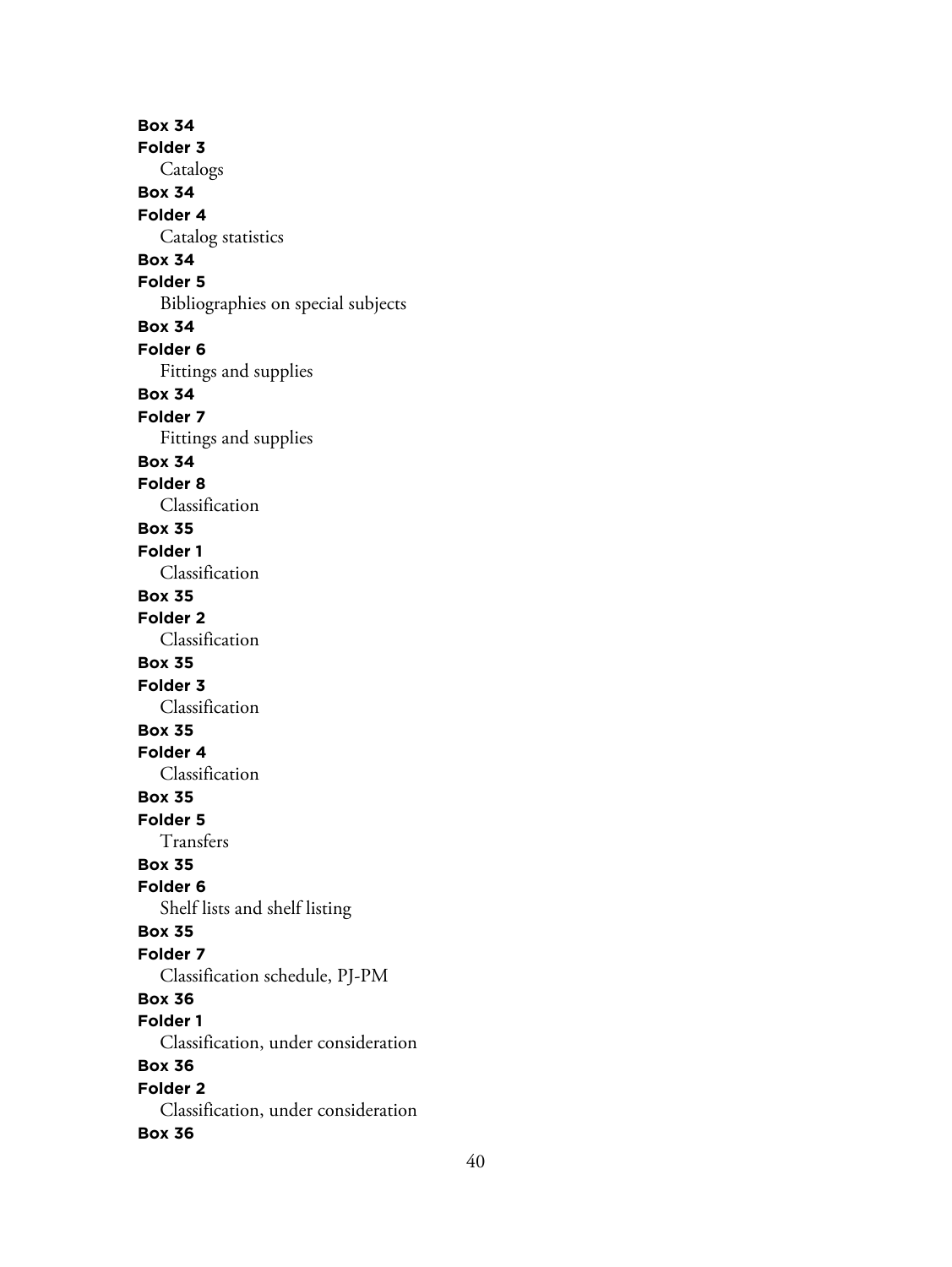**Box 34**
**Folder 3**
Catalogs
**Box 34**
**Folder 4**
Catalog statistics
**Box 34**
**Folder 5**
Bibliographies on special subjects
**Box 34**
**Folder 6**
Fittings and supplies
**Box 34**
**Folder 7**
Fittings and supplies
**Box 34**
**Folder 8**
Classification
**Box 35**
**Folder 1**
Classification
**Box 35**
**Folder 2**
Classification
**Box 35**
**Folder 3**
Classification
**Box 35**
**Folder 4**
Classification
**Box 35**
**Folder 5**
Transfers
**Box 35**
**Folder 6**
Shelf lists and shelf listing
**Box 35**
**Folder 7**
Classification schedule, PJ-PM
**Box 36**
**Folder 1**
Classification, under consideration
**Box 36**
**Folder 2**
Classification, under consideration
**Box 36**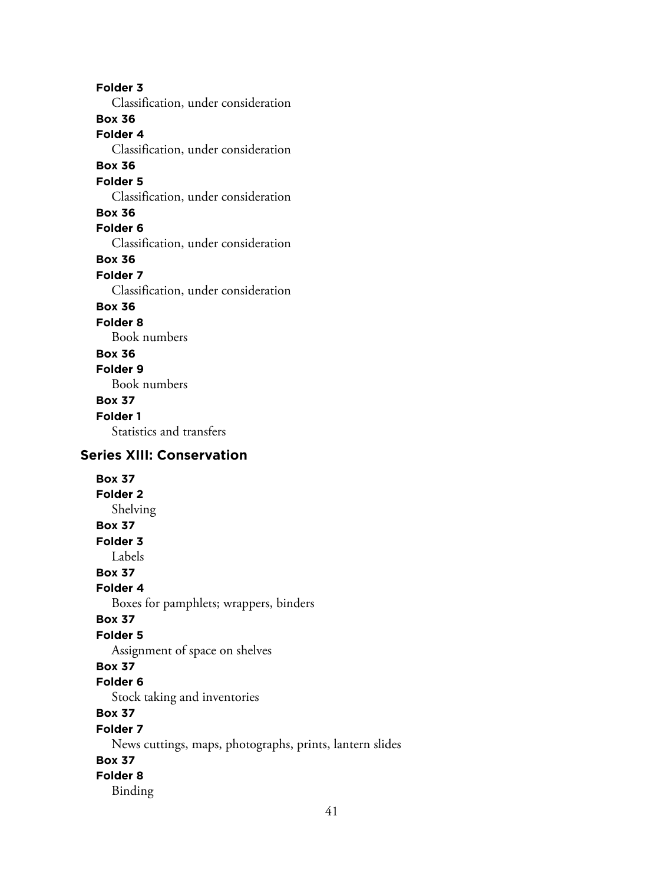**Folder 3**
Classification, under consideration

**Box 36**
**Folder 4**
Classification, under consideration

**Box 36**
**Folder 5**
Classification, under consideration

**Box 36**
**Folder 6**
Classification, under consideration

**Box 36**
**Folder 7**
Classification, under consideration

**Box 36**
**Folder 8**
Book numbers

**Box 36**
**Folder 9**
Book numbers

**Box 37**
**Folder 1**
Statistics and transfers

## Series XIII: Conservation

**Box 37**
**Folder 2**
Shelving

**Box 37**
**Folder 3**
Labels

**Box 37**
**Folder 4**
Boxes for pamphlets; wrappers, binders

**Box 37**
**Folder 5**
Assignment of space on shelves

**Box 37**
**Folder 6**
Stock taking and inventories

**Box 37**
**Folder 7**
News cuttings, maps, photographs, prints, lantern slides

**Box 37**
**Folder 8**
Binding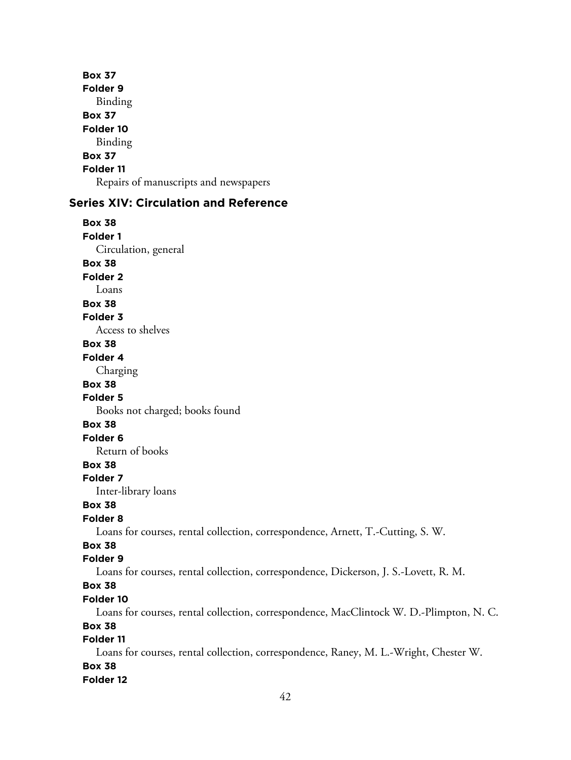**Box 37**
**Folder 9**
Binding

**Box 37**
**Folder 10**
Binding

**Box 37**
**Folder 11**
Repairs of manuscripts and newspapers

## Series XIV: Circulation and Reference

**Box 38**
**Folder 1**
Circulation, general

**Box 38**
**Folder 2**
Loans

**Box 38**
**Folder 3**
Access to shelves

**Box 38**
**Folder 4**
Charging

**Box 38**
**Folder 5**
Books not charged; books found

**Box 38**
**Folder 6**
Return of books

**Box 38**
**Folder 7**
Inter-library loans

**Box 38**
**Folder 8**
Loans for courses, rental collection, correspondence, Arnett, T.-Cutting, S. W.

**Box 38**
**Folder 9**
Loans for courses, rental collection, correspondence, Dickerson, J. S.-Lovett, R. M.

**Box 38**
**Folder 10**
Loans for courses, rental collection, correspondence, MacClintock W. D.-Plimpton, N. C.

**Box 38**
**Folder 11**
Loans for courses, rental collection, correspondence, Raney, M. L.-Wright, Chester W.

**Box 38**
**Folder 12**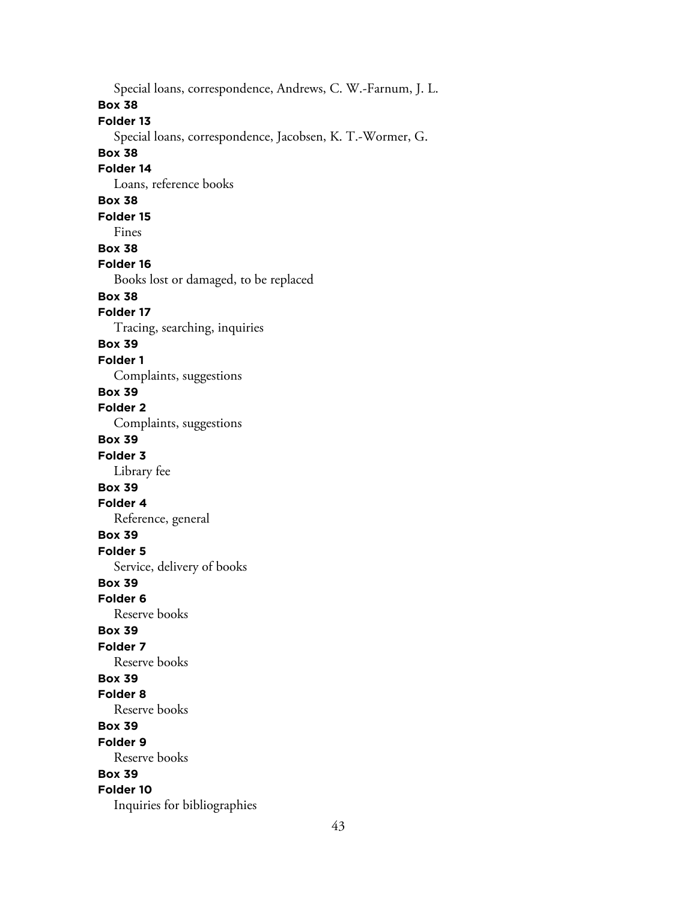Special loans, correspondence, Andrews, C. W.-Farnum, J. L.

**Box 38**
**Folder 13**
Special loans, correspondence, Jacobsen, K. T.-Wormer, G.

**Box 38**
**Folder 14**
Loans, reference books

**Box 38**
**Folder 15**
Fines

**Box 38**
**Folder 16**
Books lost or damaged, to be replaced

**Box 38**
**Folder 17**
Tracing, searching, inquiries

**Box 39**
**Folder 1**
Complaints, suggestions

**Box 39**
**Folder 2**
Complaints, suggestions

**Box 39**
**Folder 3**
Library fee

**Box 39**
**Folder 4**
Reference, general

**Box 39**
**Folder 5**
Service, delivery of books

**Box 39**
**Folder 6**
Reserve books

**Box 39**
**Folder 7**
Reserve books

**Box 39**
**Folder 8**
Reserve books

**Box 39**
**Folder 9**
Reserve books

**Box 39**
**Folder 10**
Inquiries for bibliographies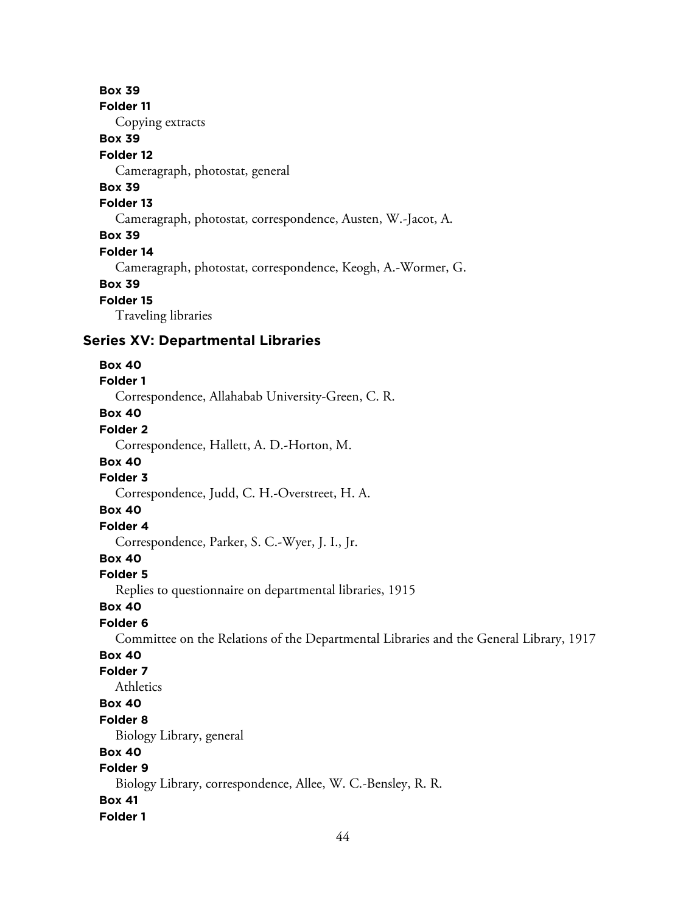**Box 39**

**Folder 11**

Copying extracts

**Box 39**

**Folder 12**

Cameragraph, photostat, general

**Box 39**

**Folder 13**

Cameragraph, photostat, correspondence, Austen, W.-Jacot, A.

**Box 39**

**Folder 14**

Cameragraph, photostat, correspondence, Keogh, A.-Wormer, G.

**Box 39**

**Folder 15**

Traveling libraries

## Series XV: Departmental Libraries

**Box 40**

**Folder 1**

Correspondence, Allahabab University-Green, C. R.

**Box 40**

**Folder 2**

Correspondence, Hallett, A. D.-Horton, M.

**Box 40**

**Folder 3**

Correspondence, Judd, C. H.-Overstreet, H. A.

**Box 40**

**Folder 4**

Correspondence, Parker, S. C.-Wyer, J. I., Jr.

**Box 40**

**Folder 5**

Replies to questionnaire on departmental libraries, 1915

**Box 40**

**Folder 6**

Committee on the Relations of the Departmental Libraries and the General Library, 1917

**Box 40**

**Folder 7**

Athletics

**Box 40**

**Folder 8**

Biology Library, general

**Box 40**

**Folder 9**

Biology Library, correspondence, Allee, W. C.-Bensley, R. R.

**Box 41**

**Folder 1**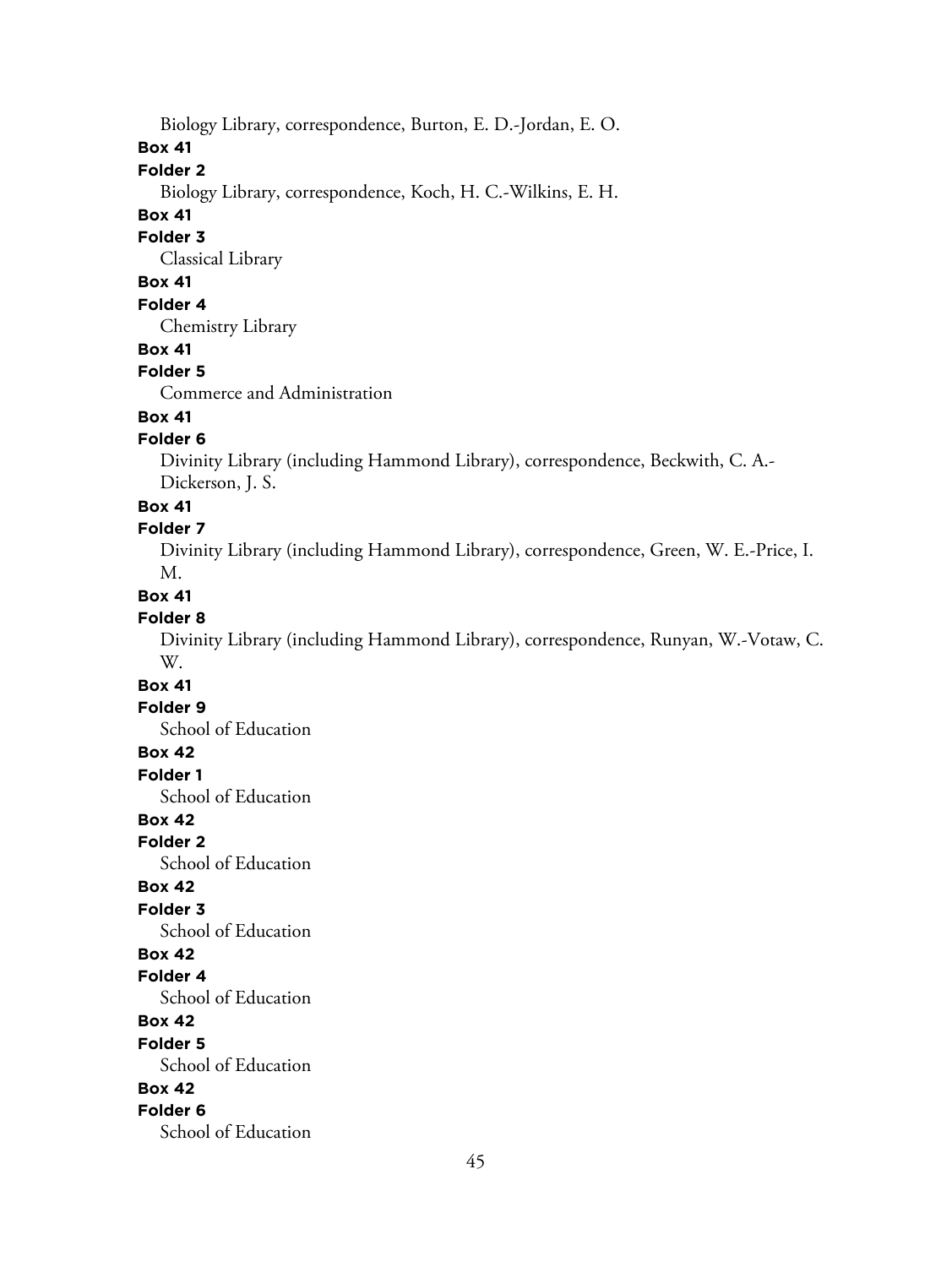Biology Library, correspondence, Burton, E. D.-Jordan, E. O.

**Box 41**

**Folder 2**

Biology Library, correspondence, Koch, H. C.-Wilkins, E. H.

**Box 41**

**Folder 3**

Classical Library

**Box 41**

**Folder 4**

Chemistry Library

**Box 41**

**Folder 5**

Commerce and Administration

**Box 41**

**Folder 6**

Divinity Library (including Hammond Library), correspondence, Beckwith, C. A.-Dickerson, J. S.

**Box 41**

**Folder 7**

Divinity Library (including Hammond Library), correspondence, Green, W. E.-Price, I. M.

**Box 41**

**Folder 8**

Divinity Library (including Hammond Library), correspondence, Runyan, W.-Votaw, C. W.

**Box 41**

**Folder 9**

School of Education

**Box 42**

**Folder 1**

School of Education

**Box 42**

**Folder 2**

School of Education

**Box 42**

**Folder 3**

School of Education

**Box 42**

**Folder 4**

School of Education

**Box 42**

**Folder 5**

School of Education

**Box 42**

**Folder 6**

School of Education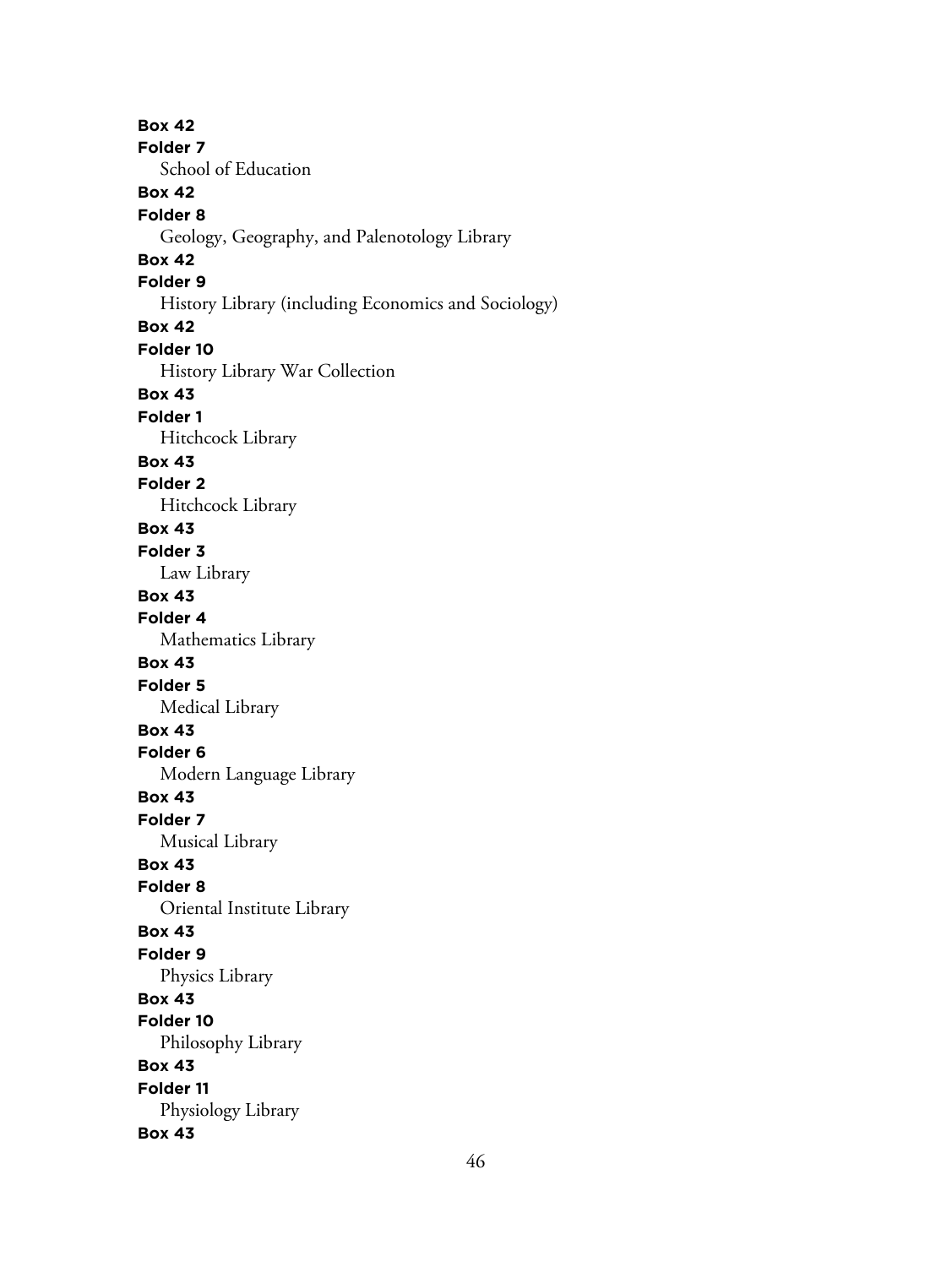**Box 42**
**Folder 7**
School of Education

**Box 42**
**Folder 8**
Geology, Geography, and Palenotology Library

**Box 42**
**Folder 9**
History Library (including Economics and Sociology)

**Box 42**
**Folder 10**
History Library War Collection

**Box 43**
**Folder 1**
Hitchcock Library

**Box 43**
**Folder 2**
Hitchcock Library

**Box 43**
**Folder 3**
Law Library

**Box 43**
**Folder 4**
Mathematics Library

**Box 43**
**Folder 5**
Medical Library

**Box 43**
**Folder 6**
Modern Language Library

**Box 43**
**Folder 7**
Musical Library

**Box 43**
**Folder 8**
Oriental Institute Library

**Box 43**
**Folder 9**
Physics Library

**Box 43**
**Folder 10**
Philosophy Library

**Box 43**
**Folder 11**
Physiology Library

**Box 43**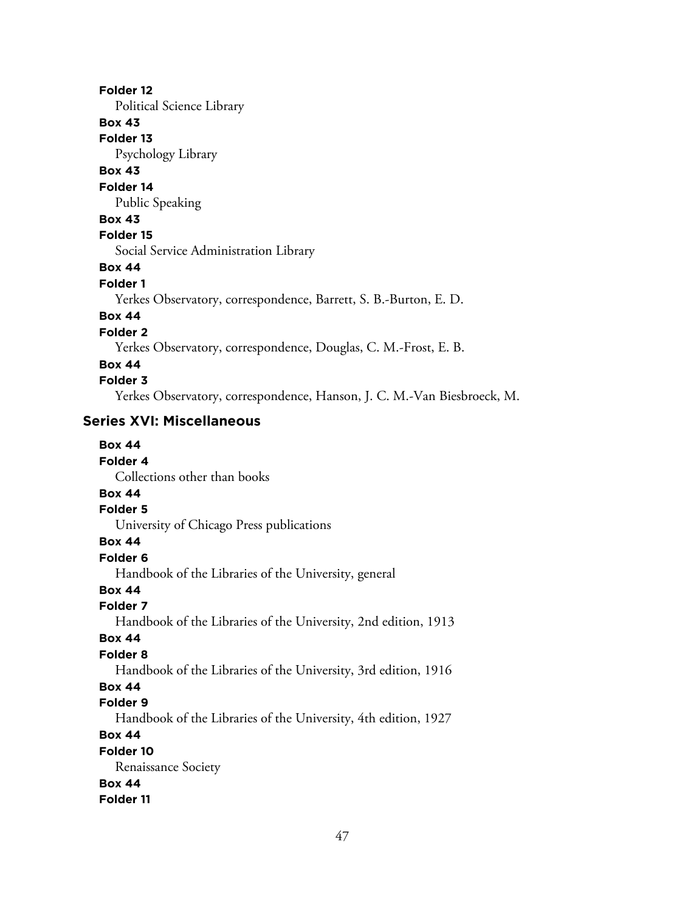**Folder 12**
Political Science Library

**Box 43**
**Folder 13**
Psychology Library

**Box 43**
**Folder 14**
Public Speaking

**Box 43**
**Folder 15**
Social Service Administration Library

**Box 44**
**Folder 1**
Yerkes Observatory, correspondence, Barrett, S. B.-Burton, E. D.

**Box 44**
**Folder 2**
Yerkes Observatory, correspondence, Douglas, C. M.-Frost, E. B.

**Box 44**
**Folder 3**
Yerkes Observatory, correspondence, Hanson, J. C. M.-Van Biesbroeck, M.

## Series XVI: Miscellaneous

**Box 44**
**Folder 4**
Collections other than books

**Box 44**
**Folder 5**
University of Chicago Press publications

**Box 44**
**Folder 6**
Handbook of the Libraries of the University, general

**Box 44**
**Folder 7**
Handbook of the Libraries of the University, 2nd edition, 1913

**Box 44**
**Folder 8**
Handbook of the Libraries of the University, 3rd edition, 1916

**Box 44**
**Folder 9**
Handbook of the Libraries of the University, 4th edition, 1927

**Box 44**
**Folder 10**
Renaissance Society

**Box 44**
**Folder 11**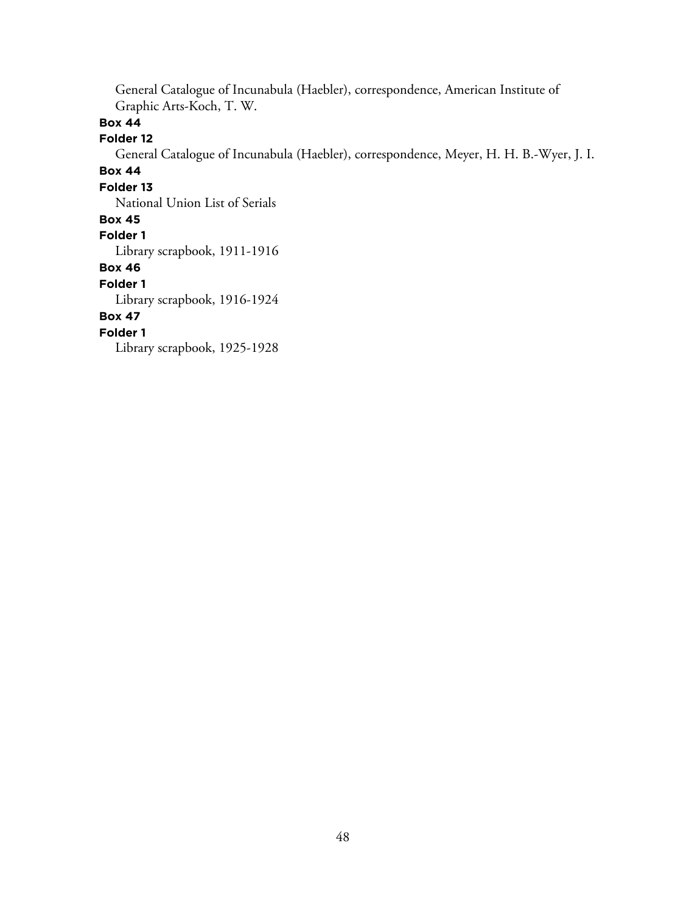General Catalogue of Incunabula (Haebler), correspondence, American Institute of Graphic Arts-Koch, T. W.

**Box 44**

**Folder 12**

General Catalogue of Incunabula (Haebler), correspondence, Meyer, H. H. B.-Wyer, J. I.

**Box 44**

**Folder 13**

National Union List of Serials

**Box 45**

**Folder 1**

Library scrapbook, 1911-1916

**Box 46**

**Folder 1**

Library scrapbook, 1916-1924

**Box 47**

**Folder 1**

Library scrapbook, 1925-1928